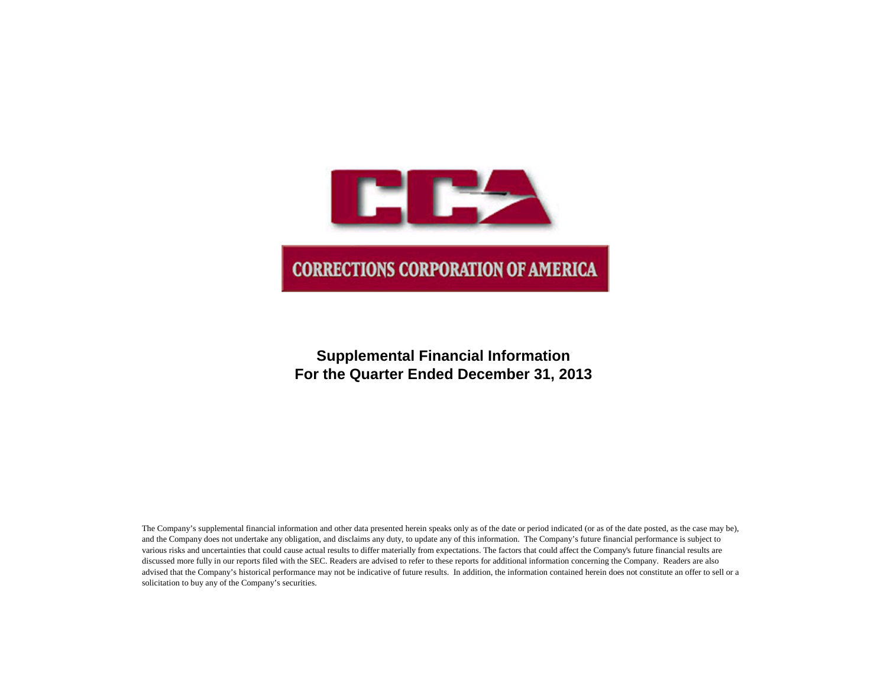CCA

CORRECTIONS CORPORATION OF AMERICA

# Supplemental Financial Information
# For the Quarter Ended December 31, 2013

The Company's supplemental financial information and other data presented herein speaks only as of the date or period indicated (or as of the date posted, as the case may be), and the Company does not undertake any obligation, and disclaims any duty, to update any of this information. The Company's future financial performance is subject to various risks and uncertainties that could cause actual results to differ materially from expectations. The factors that could affect the Company's future financial results are discussed more fully in our reports filed with the SEC. Readers are advised to refer to these reports for additional information concerning the Company. Readers are also advised that the Company's historical performance may not be indicative of future results. In addition, the information contained herein does not constitute an offer to sell or a solicitation to buy any of the Company's securities.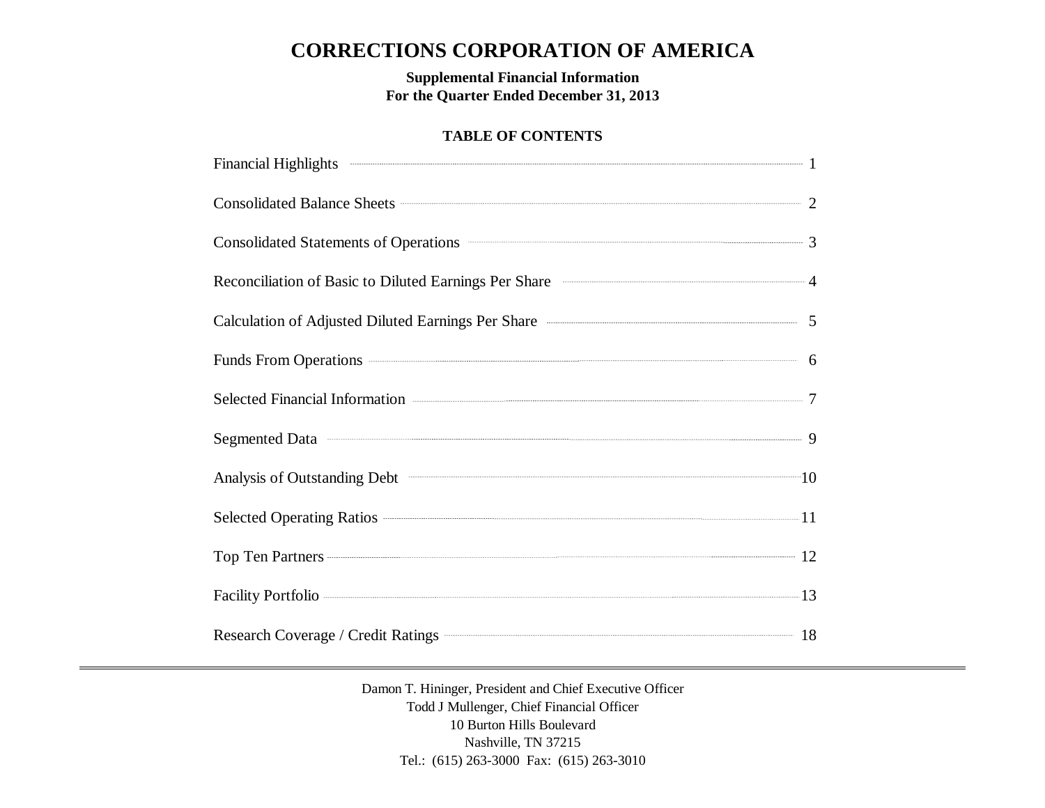# CORRECTIONS CORPORATION OF AMERICA

**Supplemental Financial Information**
**For the Quarter Ended December 31, 2013**

**TABLE OF CONTENTS**

| | |
|---|---|
| Financial Highlights | 1 |
| Consolidated Balance Sheets | 2 |
| Consolidated Statements of Operations | 3 |
| Reconciliation of Basic to Diluted Earnings Per Share | 4 |
| Calculation of Adjusted Diluted Earnings Per Share | 5 |
| Funds From Operations | 6 |
| Selected Financial Information | 7 |
| Segmented Data | 9 |
| Analysis of Outstanding Debt | 10 |
| Selected Operating Ratios | 11 |
| Top Ten Partners | 12 |
| Facility Portfolio | 13 |
| Research Coverage / Credit Ratings | 18 |

---

Damon T. Hininger, President and Chief Executive Officer
Todd J Mullenger, Chief Financial Officer
10 Burton Hills Boulevard
Nashville, TN 37215
Tel.: (615) 263-3000 Fax: (615) 263-3010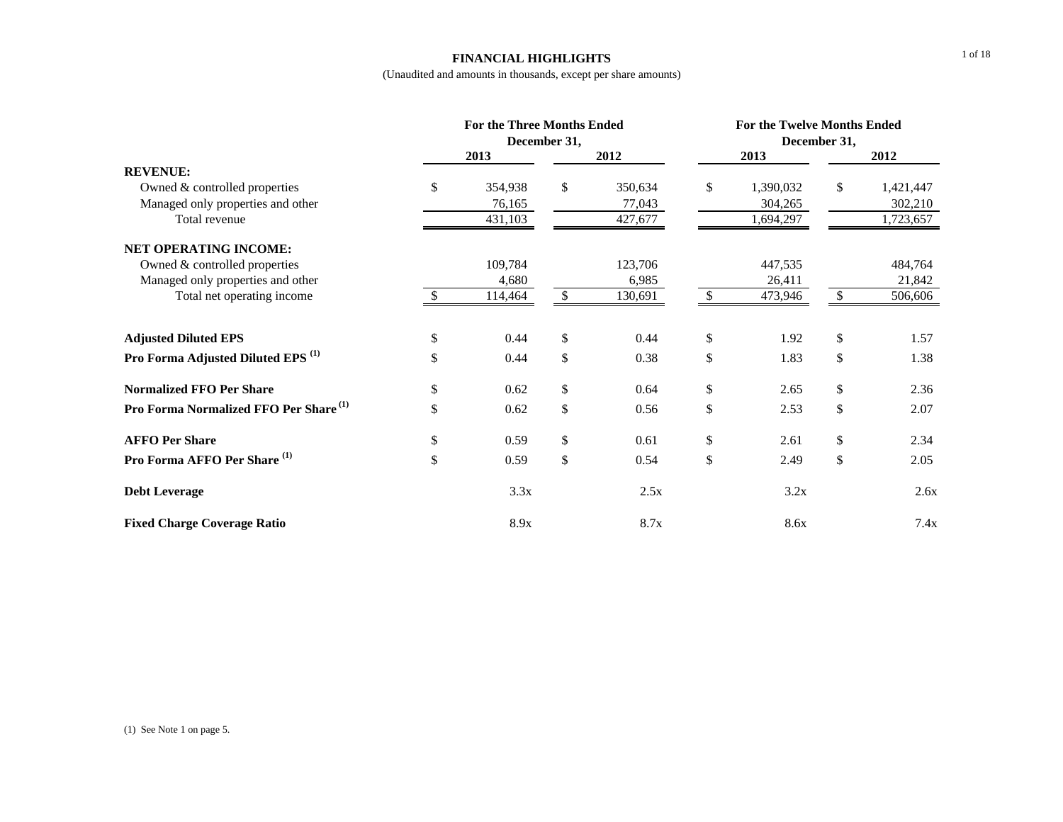# FINANCIAL HIGHLIGHTS

(Unaudited and amounts in thousands, except per share amounts)

| | For the Three Months Ended December 31, | | For the Twelve Months Ended December 31, | |
|---|---|---|---|---|
| | 2013 | 2012 | 2013 | 2012 |
| **REVENUE:** | | | | |
| Owned & controlled properties | $ 354,938 | $ 350,634 | $ 1,390,032 | $ 1,421,447 |
| Managed only properties and other | 76,165 | 77,043 | 304,265 | 302,210 |
| Total revenue | 431,103 | 427,677 | 1,694,297 | 1,723,657 |
| **NET OPERATING INCOME:** | | | | |
| Owned & controlled properties | 109,784 | 123,706 | 447,535 | 484,764 |
| Managed only properties and other | 4,680 | 6,985 | 26,411 | 21,842 |
| Total net operating income | $ 114,464 | $ 130,691 | $ 473,946 | $ 506,606 |
| **Adjusted Diluted EPS** | $ 0.44 | $ 0.44 | $ 1.92 | $ 1.57 |
| **Pro Forma Adjusted Diluted EPS** [(1)] | $ 0.44 | $ 0.38 | $ 1.83 | $ 1.38 |
| **Normalized FFO Per Share** | $ 0.62 | $ 0.64 | $ 2.65 | $ 2.36 |
| **Pro Forma Normalized FFO Per Share** [(1)] | $ 0.62 | $ 0.56 | $ 2.53 | $ 2.07 |
| **AFFO Per Share** | $ 0.59 | $ 0.61 | $ 2.61 | $ 2.34 |
| **Pro Forma AFFO Per Share** [(1)] | $ 0.59 | $ 0.54 | $ 2.49 | $ 2.05 |
| **Debt Leverage** | 3.3x | 2.5x | 3.2x | 2.6x |
| **Fixed Charge Coverage Ratio** | 8.9x | 8.7x | 8.6x | 7.4x |

(1) See Note 1 on page 5.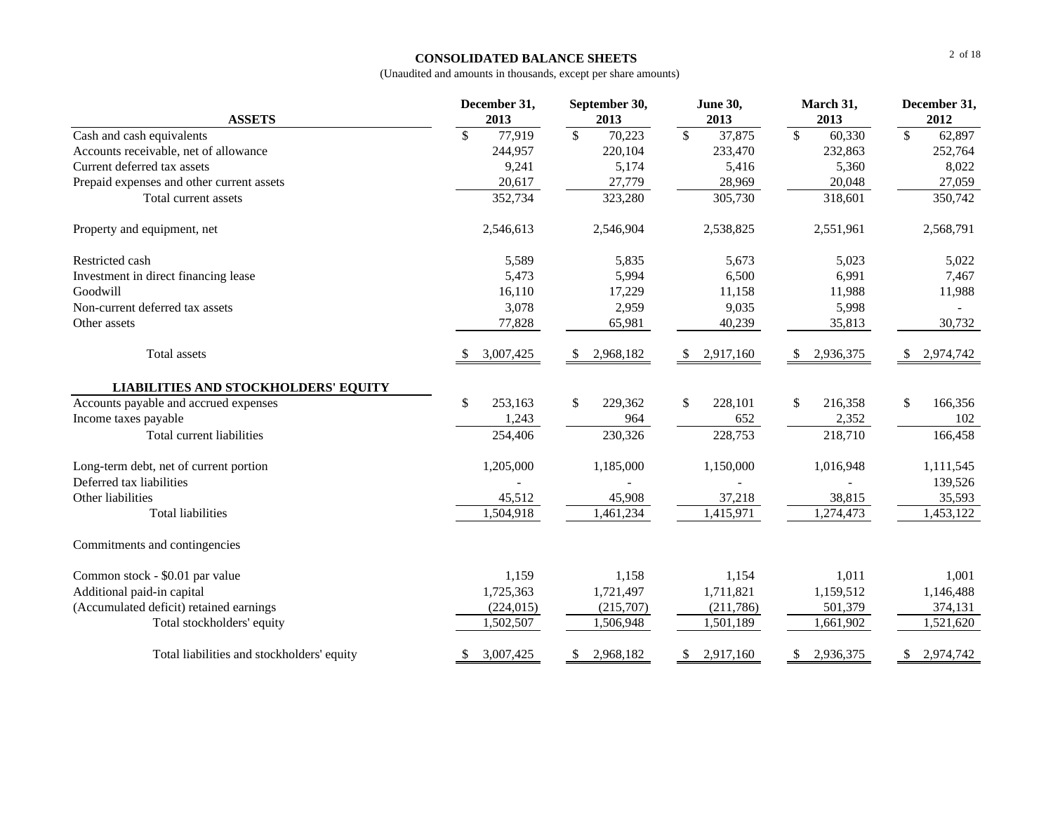## CONSOLIDATED BALANCE SHEETS

(Unaudited and amounts in thousands, except per share amounts)

| ASSETS | December 31, 2013 | September 30, 2013 | June 30, 2013 | March 31, 2013 | December 31, 2012 |
|---|---|---|---|---|---|
| Cash and cash equivalents | $ 77,919 | $ 70,223 | $ 37,875 | $ 60,330 | $ 62,897 |
| Accounts receivable, net of allowance | 244,957 | 220,104 | 233,470 | 232,863 | 252,764 |
| Current deferred tax assets | 9,241 | 5,174 | 5,416 | 5,360 | 8,022 |
| Prepaid expenses and other current assets | 20,617 | 27,779 | 28,969 | 20,048 | 27,059 |
| Total current assets | 352,734 | 323,280 | 305,730 | 318,601 | 350,742 |
| Property and equipment, net | 2,546,613 | 2,546,904 | 2,538,825 | 2,551,961 | 2,568,791 |
| Restricted cash | 5589 | 5,835 | 5,673 | 5,023 | 5,022 |
| Investment in direct financing lease | 5,473 | 5,994 | 6,500 | 6,991 | 7,467 |
| Goodwill | 16,110 | 17,229 | 11,158 | 11,988 | 11,988 |
| Non-current deferred tax assets | 3,078 | 2,959 | 9,035 | 5,998 | - |
| Other assets | 77,828 | 65,981 | 40,239 | 35,813 | 30,732 |
| Total assets | $ 3,007,425 | $ 2,968,182 | $ 2,917,160 | $ 2,936,375 | $ 2,974,742 |
| **LIABILITIES AND STOCKHOLDERS' EQUITY** | | | | | |
| Accounts payable and accrued expenses | $ 253,163 | $ 229,362 | $ 228,101 | $ 216,358 | $ 166,356 |
| Income taxes payable | 1,243 | 964 | 652 | 2,352 | 102 |
| Total current liabilities | 254,406 | 230,326 | 228,753 | 218,710 | 166,458 |
| Long-term debt, net of current portion | 1,205,000 | 1,185,000 | 1,150,000 | 1,016,948 | 1,111,545 |
| Deferred tax liabilities | - | - | - | - | 139,526 |
| Other liabilities | 45,512 | 45,908 | 37,218 | 38,815 | 35,593 |
| Total liabilities | 1,504,918 | 1,461,234 | 1,415,971 | 1,274,473 | 1,453,122 |
| Commitments and contingencies | | | | | |
| Common stock - $0.01 par value | 1,159 | 1,158 | 1,154 | 1,011 | 1,001 |
| Additional paid-in capital | 1,725,363 | 1,721,497 | 1,711,821 | 1,159,512 | 1,146,488 |
| (Accumulated deficit) retained earnings | (224,015) | (215,707) | (211,786) | 501,379 | 374,131 |
| Total stockholders' equity | 1,502,507 | 1,506,948 | 1,501,189 | 1,661,902 | 1,521,620 |
| Total liabilities and stockholders' equity | $ 3,007,425 | $ 2,968,182 | $ 2,917,160 | $ 2,936,375 | $ 2,974,742 |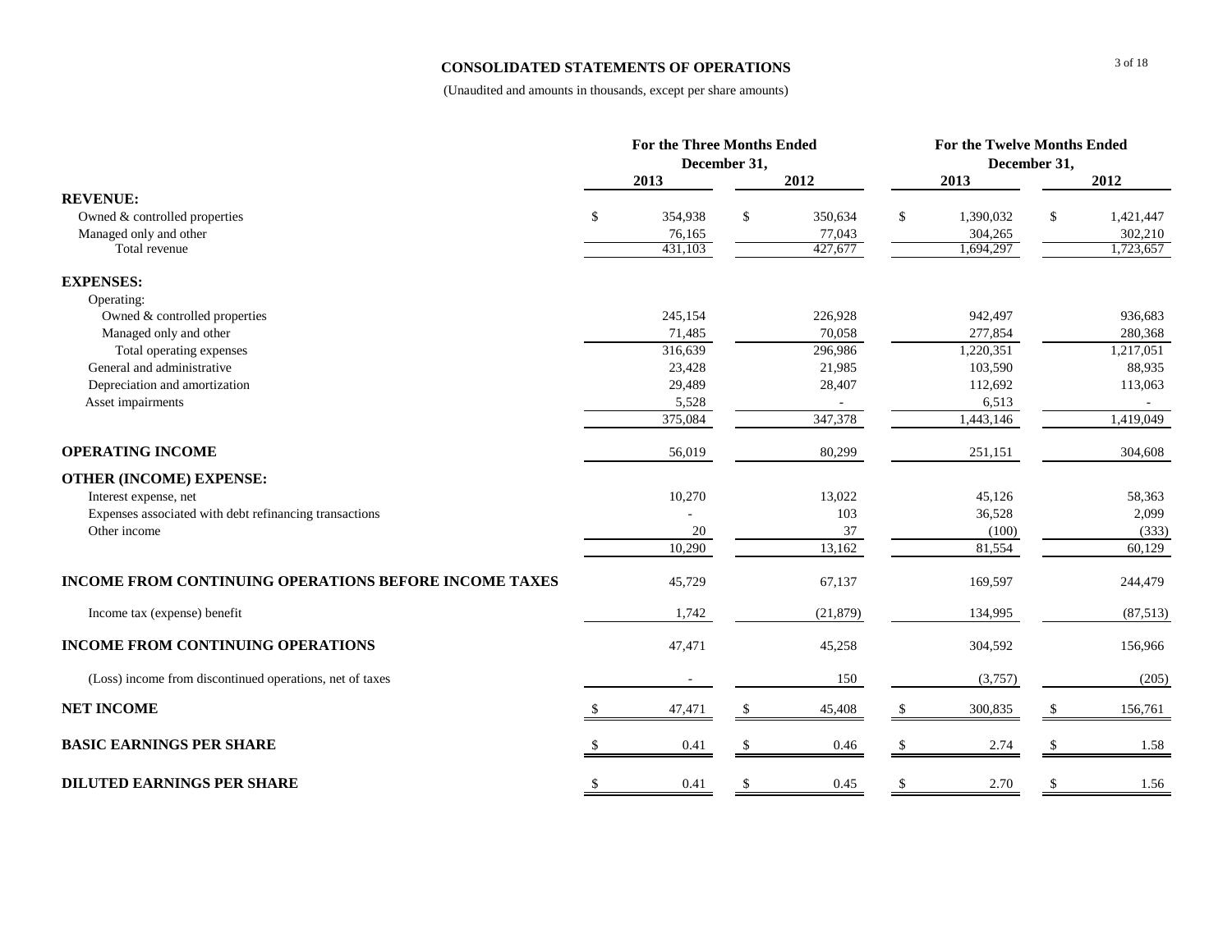# CONSOLIDATED STATEMENTS OF OPERATIONS

(Unaudited and amounts in thousands, except per share amounts)

| | For the Three Months Ended December 31, | | For the Twelve Months Ended December 31, | |
|---|---|---|---|---|
| | 2013 | 2012 | 2013 | 2012 |
| **REVENUE:** | | | | |
| Owned & controlled properties | $ 354,938 | $ 350,634 | $ 1,390,032 | $ 1,421,447 |
| Managed only and other | 76,165 | 77,043 | 304,265 | 302,210 |
| Total revenue | 431,103 | 427,677 | 1,694,297 | 1,723,657 |
| **EXPENSES:** | | | | |
| Operating: | | | | |
| Owned & controlled properties | 245,154 | 226,928 | 942,497 | 936,683 |
| Managed only and other | 71,485 | 70,058 | 277,854 | 280,368 |
| Total operating expenses | 316,639 | 296,986 | 1,220,351 | 1,217,051 |
| General and administrative | 23,428 | 21,985 | 103,590 | 88,935 |
| Depreciation and amortization | 29,489 | 28,407 | 112,692 | 113,063 |
| Asset impairments | 5,528 | - | 6,513 | - |
| | 375,084 | 347,378 | 1,443,146 | 1,419,049 |
| **OPERATING INCOME** | 56,019 | 80,299 | 251,151 | 304,608 |
| **OTHER (INCOME) EXPENSE:** | | | | |
| Interest expense, net | 10,270 | 13,022 | 45,126 | 58,363 |
| Expenses associated with debt refinancing transactions | - | 103 | 36,528 | 2,099 |
| Other income | 20 | 37 | (100) | (333) |
| | 10,290 | 13,162 | 81,554 | 60,129 |
| **INCOME FROM CONTINUING OPERATIONS BEFORE INCOME TAXES** | 45,729 | 67,137 | 169,597 | 244,479 |
| Income tax (expense) benefit | 1,742 | (21,879) | 134,995 | (87,513) |
| **INCOME FROM CONTINUING OPERATIONS** | 47,471 | 45,258 | 304,592 | 156,966 |
| (Loss) income from discontinued operations, net of taxes | - | 150 | (3,757) | (205) |
| **NET INCOME** | $ 47,471 | $ 45,408 | $ 300,835 | $ 156,761 |
| **BASIC EARNINGS PER SHARE** | $ 0.41 | $ 0.46 | $ 2.74 | $ 1.58 |
| **DILUTED EARNINGS PER SHARE** | $ 0.41 | $ 0.45 | $ 2.70 | $ 1.56 |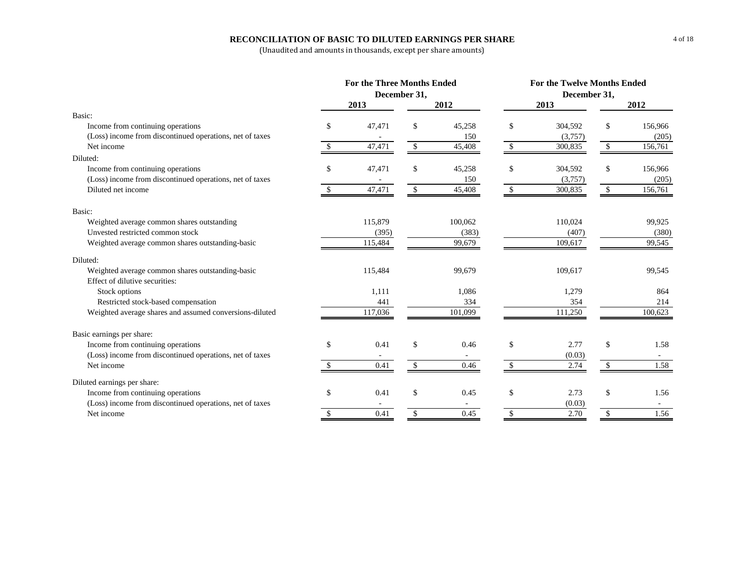## RECONCILIATION OF BASIC TO DILUTED EARNINGS PER SHARE

(Unaudited and amounts in thousands, except per share amounts)

| | For the Three Months Ended December 31, | | For the Twelve Months Ended December 31, | |
|---|---|---|---|---|
| | 2013 | 2012 | 2013 | 2012 |
| **Basic:** | | | | |
| Income from continuing operations | $ 47,471 | $ 45,258 | $ 304,592 | $ 156,966 |
| (Loss) income from discontinued operations, net of taxes | - | 150 | (3,757) | (205) |
| Net income | $ 47,471 | $ 45,408 | $ 300,835 | $ 156,761 |
| **Diluted:** | | | | |
| Income from continuing operations | $ 47,471 | $ 45,258 | $ 304,592 | $ 156,966 |
| (Loss) income from discontinued operations, net of taxes | - | 150 | (3,757) | (205) |
| Diluted net income | $ 47,471 | $ 45,408 | $ 300,835 | $ 156,761 |
| **Basic:** | | | | |
| Weighted average common shares outstanding | 115,879 | 100,062 | 110,024 | 99,925 |
| Unvested restricted common stock | (395) | (383) | (407) | (380) |
| Weighted average common shares outstanding-basic | 115,484 | 99,679 | 109,617 | 99,545 |
| **Diluted:** | | | | |
| Weighted average common shares outstanding-basic | 115,484 | 99,679 | 109,617 | 99,545 |
| Effect of dilutive securities: | | | | |
| Stock options | 1,111 | 1,086 | 1,279 | 864 |
| Restricted stock-based compensation | 441 | 334 | 354 | 214 |
| Weighted average shares and assumed conversions-diluted | 117,036 | 101,099 | 111,250 | 100,623 |
| **Basic earnings per share:** | | | | |
| Income from continuing operations | $ 0.41 | $ 0.46 | $ 2.77 | $ 1.58 |
| (Loss) income from discontinued operations, net of taxes | - | - | (0.03) | - |
| Net income | $ 0.41 | $ 0.46 | $ 2.74 | $ 1.58 |
| **Diluted earnings per share:** | | | | |
| Income from continuing operations | $ 0.41 | $ 0.45 | $ 2.73 | $ 1.56 |
| (Loss) income from discontinued operations, net of taxes | - | - | (0.03) | - |
| Net income | $ 0.41 | $ 0.45 | $ 2.70 | $ 1.56 |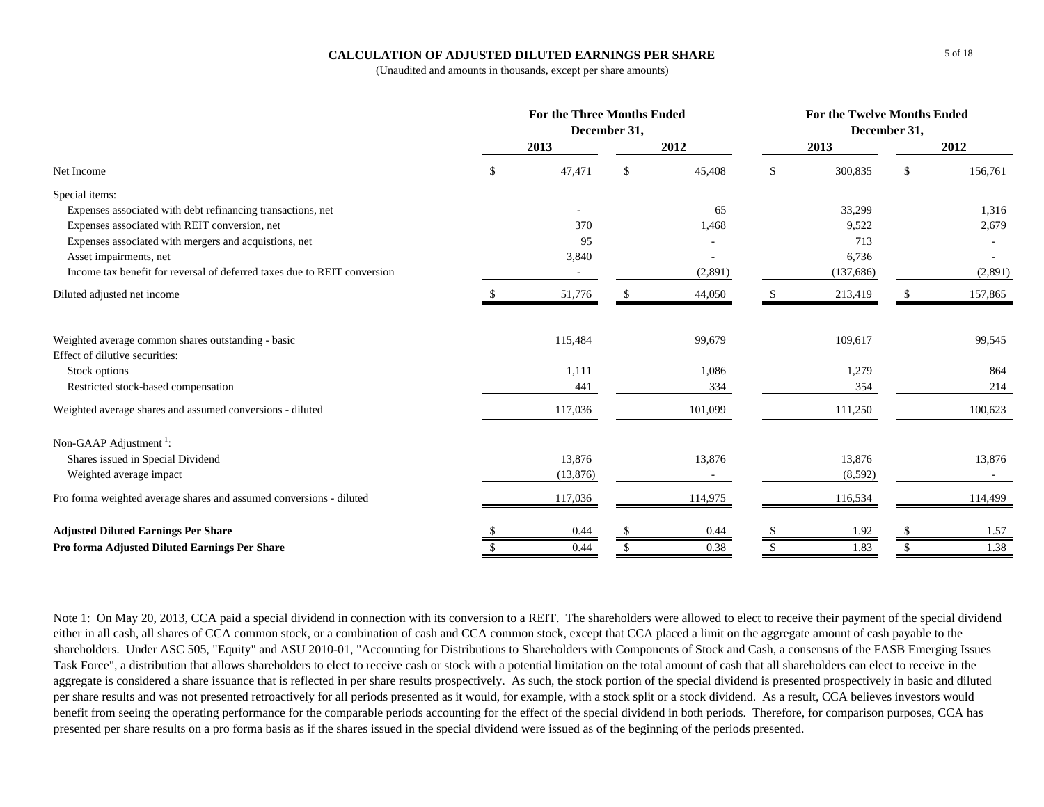# CALCULATION OF ADJUSTED DILUTED EARNINGS PER SHARE

(Unaudited and amounts in thousands, except per share amounts)

| | For the Three Months Ended December 31, | | For the Twelve Months Ended December 31, | |
|---|---|---|---|---|
| | 2013 | 2012 | 2013 | 2012 |
| Net Income | $ 47,471 | $ 45,408 | $ 300,835 | $ 156,761 |
| Special items: | | | | |
| Expenses associated with debt refinancing transactions, net | - | 65 | 33,299 | 1,316 |
| Expenses associated with REIT conversion, net | 370 | 1,468 | 9,522 | 2,679 |
| Expenses associated with mergers and acquistions, net | 95 | - | 713 | - |
| Asset impairments, net | 3,840 | - | 6,736 | - |
| Income tax benefit for reversal of deferred taxes due to REIT conversion | - | (2,891) | (137,686) | (2,891) |
| Diluted adjusted net income | $ 51,776 | $ 44,050 | $ 213,419 | $ 157,865 |
| | | | | |
| Weighted average common shares outstanding - basic | 115,484 | 99,679 | 109,617 | 99,545 |
| Effect of dilutive securities: | | | | |
| Stock options | 1,111 | 1,086 | 1,279 | 864 |
| Restricted stock-based compensation | 441 | 334 | 354 | 214 |
| Weighted average shares and assumed conversions - diluted | 117,036 | 101,099 | 111,250 | 100,623 |
| Non-GAAP Adjustment [1]: | | | | |
| Shares issued in Special Dividend | 13,876 | 13,876 | 13,876 | 13,876 |
| Weighted average impact | (13,876) | - | (8,592) | - |
| Pro forma weighted average shares and assumed conversions - diluted | 117,036 | 114,975 | 116,534 | 114,499 |
| **Adjusted Diluted Earnings Per Share** | $ 0.44 | $ 0.44 | $ 1.92 | $ 1.57 |
| **Pro forma Adjusted Diluted Earnings Per Share** | $ 0.44 | $ 0.38 | $ 1.83 | $ 1.38 |

Note 1: On May 20, 2013, CCA paid a special dividend in connection with its conversion to a REIT. The shareholders were allowed to elect to receive their payment of the special dividend either in all cash, all shares of CCA common stock, or a combination of cash and CCA common stock, except that CCA placed a limit on the aggregate amount of cash payable to the shareholders. Under ASC 505, "Equity" and ASU 2010-01, "Accounting for Distributions to Shareholders with Components of Stock and Cash, a consensus of the FASB Emerging Issues Task Force", a distribution that allows shareholders to elect to receive cash or stock with a potential limitation on the total amount of cash that all shareholders can elect to receive in the aggregate is considered a share issuance that is reflected in per share results prospectively. As such, the stock portion of the special dividend is presented prospectively in basic and diluted per share results and was not presented retroactively for all periods presented as it would, for example, with a stock split or a stock dividend. As a result, CCA believes investors would benefit from seeing the operating performance for the comparable periods accounting for the effect of the special dividend in both periods. Therefore, for comparison purposes, CCA has presented per share results on a pro forma basis as if the shares issued in the special dividend were issued as of the beginning of the periods presented.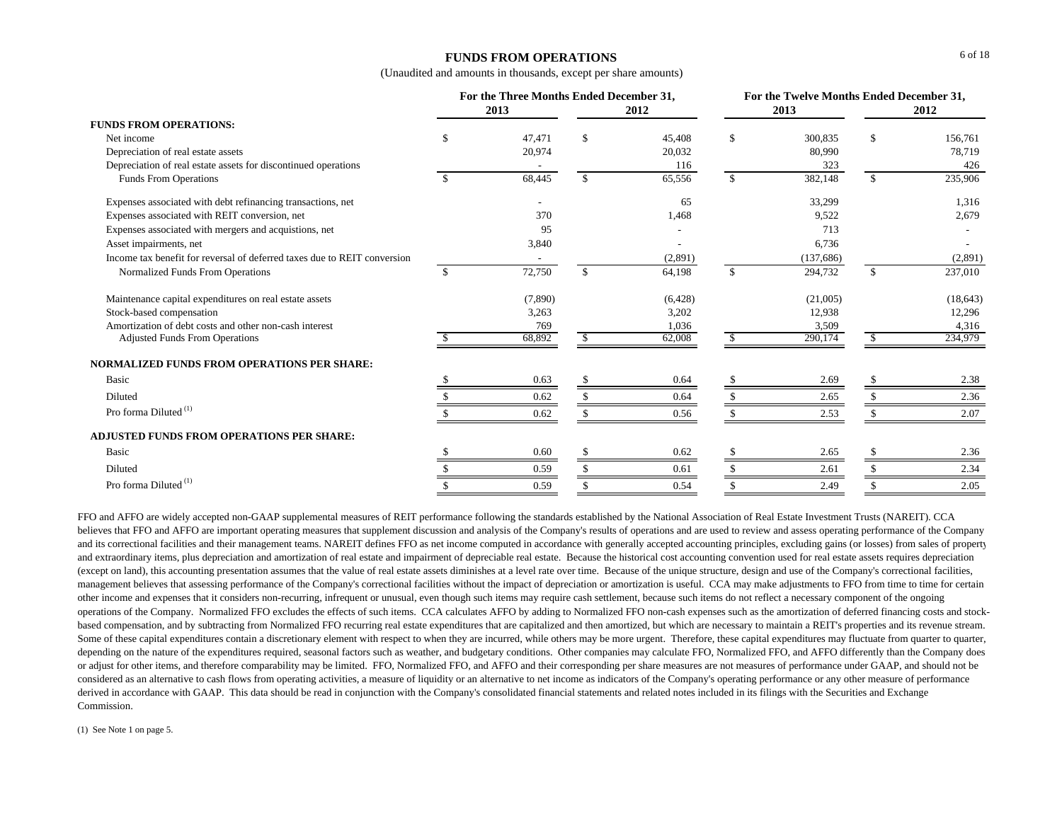# FUNDS FROM OPERATIONS

(Unaudited and amounts in thousands, except per share amounts)

| | For the Three Months Ended December 31, | | For the Twelve Months Ended December 31, | |
|---|---|---|---|---|
| | 2013 | 2012 | 2013 | 2012 |
| **FUNDS FROM OPERATIONS:** | | | | |
| Net income | $ 47,471 | $ 45,408 | $ 300,835 | $ 156,761 |
| Depreciation of real estate assets | 20,974 | 20,032 | 80,990 | 78,719 |
| Depreciation of real estate assets for discontinued operations | - | 116 | 323 | 426 |
| Funds From Operations | $ 68,445 | $ 65,556 | $ 382,148 | $ 235,906 |
| Expenses associated with debt refinancing transactions, net | - | 65 | 33,299 | 1,316 |
| Expenses associated with REIT conversion, net | 370 | 1,468 | 9,522 | 2,679 |
| Expenses associated with mergers and acquistions, net | 95 | - | 713 | - |
| Asset impairments, net | 3,840 | - | 6,736 | - |
| Income tax benefit for reversal of deferred taxes due to REIT conversion | - | (2,891) | (137,686) | (2,891) |
| Normalized Funds From Operations | $ 72,750 | $ 64,198 | $ 294,732 | $ 237,010 |
| Maintenance capital expenditures on real estate assets | (7,890) | (6,428) | (21,005) | (18,643) |
| Stock-based compensation | 3,263 | 3,202 | 12,938 | 12,296 |
| Amortization of debt costs and other non-cash interest | 769 | 1,036 | 3,509 | 4,316 |
| Adjusted Funds From Operations | $ 68,892 | $ 62,008 | $ 290,174 | $ 234,979 |
| **NORMALIZED FUNDS FROM OPERATIONS PER SHARE:** | | | | |
| Basic | $ 0.63 | $ 0.64 | $ 2.69 | $ 2.38 |
| Diluted | $ 0.62 | $ 0.64 | $ 2.65 | $ 2.36 |
| Pro forma Diluted (1) | $ 0.62 | $ 0.56 | $ 2.53 | $ 2.07 |
| **ADJUSTED FUNDS FROM OPERATIONS PER SHARE:** | | | | |
| Basic | $ 0.60 | $ 0.62 | $ 2.65 | $ 2.36 |
| Diluted | $ 0.59 | $ 0.61 | $ 2.61 | $ 2.34 |
| Pro forma Diluted (1) | $ 0.59 | $ 0.54 | $ 2.49 | $ 2.05 |

FFO and AFFO are widely accepted non-GAAP supplemental measures of REIT performance following the standards established by the National Association of Real Estate Investment Trusts (NAREIT). CCA believes that FFO and AFFO are important operating measures that supplement discussion and analysis of the Company's results of operations and are used to review and assess operating performance of the Company and its correctional facilities and their management teams. NAREIT defines FFO as net income computed in accordance with generally accepted accounting principles, excluding gains (or losses) from sales of property and extraordinary items, plus depreciation and amortization of real estate and impairment of depreciable real estate. Because the historical cost accounting convention used for real estate assets requires depreciation (except on land), this accounting presentation assumes that the value of real estate assets diminishes at a level rate over time. Because of the unique structure, design and use of the Company's correctional facilities, management believes that assessing performance of the Company's correctional facilities without the impact of depreciation or amortization is useful. CCA may make adjustments to FFO from time to time for certain other income and expenses that it considers non-recurring, infrequent or unusual, even though such items may require cash settlement, because such items do not reflect a necessary component of the ongoing operations of the Company. Normalized FFO excludes the effects of such items. CCA calculates AFFO by adding to Normalized FFO non-cash expenses such as the amortization of deferred financing costs and stock-based compensation, and by subtracting from Normalized FFO recurring real estate expenditures that are capitalized and then amortized, but which are necessary to maintain a REIT's properties and its revenue stream. Some of these capital expenditures contain a discretionary element with respect to when they are incurred, while others may be more urgent. Therefore, these capital expenditures may fluctuate from quarter to quarter, depending on the nature of the expenditures required, seasonal factors such as weather, and budgetary conditions. Other companies may calculate FFO, Normalized FFO, and AFFO differently than the Company does or adjust for other items, and therefore comparability may be limited. FFO, Normalized FFO, and AFFO and their corresponding per share measures are not measures of performance under GAAP, and should not be considered as an alternative to cash flows from operating activities, a measure of liquidity or an alternative to net income as indicators of the Company's operating performance or any other measure of performance derived in accordance with GAAP. This data should be read in conjunction with the Company's consolidated financial statements and related notes included in its filings with the Securities and Exchange Commission.

(1) See Note 1 on page 5.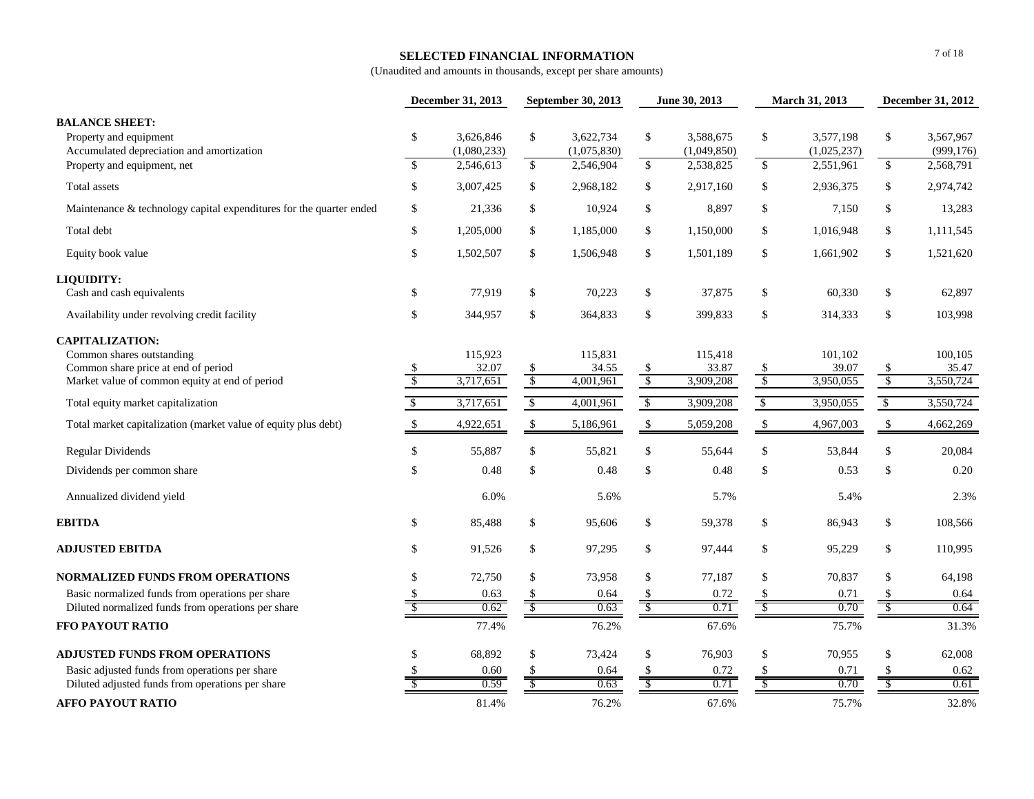## SELECTED FINANCIAL INFORMATION

(Unaudited and amounts in thousands, except per share amounts)

| | December 31, 2013 | September 30, 2013 | June 30, 2013 | March 31, 2013 | December 31, 2012 |
|---|---|---|---|---|---|
| **BALANCE SHEET:** | | | | | |
| Property and equipment | $ 3,626,846 | $ 3,622,734 | $ 3,588,675 | $ 3,577,198 | $ 3,567,967 |
| Accumulated depreciation and amortization | (1,080,233) | (1,075,830) | (1,049,850) | (1,025,237) | (999,176) |
| Property and equipment, net | $ 2,546,613 | $ 2,546,904 | $ 2,538,825 | $ 2,551,961 | $ 2,568,791 |
| Total assets | $ 3,007,425 | $ 2,968,182 | $ 2,917,160 | $ 2,936,375 | $ 2,974,742 |
| Maintenance & technology capital expenditures for the quarter ended | $ 21,336 | $ 10,924 | $ 8,897 | $ 7,150 | $ 13,283 |
| Total debt | $ 1,205,000 | $ 1,185,000 | $ 1,150,000 | $ 1,016,948 | $ 1,111,545 |
| Equity book value | $ 1,502,507 | $ 1,506,948 | $ 1,501,189 | $ 1,661,902 | $ 1,521,620 |
| **LIQUIDITY:** | | | | | |
| Cash and cash equivalents | $ 77,919 | $ 70,223 | $ 37,875 | $ 60,330 | $ 62,897 |
| Availability under revolving credit facility | $ 344,957 | $ 364,833 | $ 399,833 | $ 314,333 | $ 103,998 |
| **CAPITALIZATION:** | | | | | |
| Common shares outstanding | 115,923 | 115,831 | 115,418 | 101,102 | 100,105 |
| Common share price at end of period | $ 32.07 | $ 34.55 | $ 33.87 | $ 39.07 | $ 35.47 |
| Market value of common equity at end of period | $ 3,717,651 | $ 4,001,961 | $ 3,909,208 | $ 3,950,055 | $ 3,550,724 |
| Total equity market capitalization | $ 3,717,651 | $ 4,001,961 | $ 3,909,208 | $ 3,950,055 | $ 3,550,724 |
| Total market capitalization (market value of equity plus debt) | $ 4,922,651 | $ 5,186,961 | $ 5,059,208 | $ 4,967,003 | $ 4,662,269 |
| Regular Dividends | $ 55,887 | $ 55,821 | $ 55,644 | $ 53,844 | $ 20,084 |
| Dividends per common share | $ 0.48 | $ 0.48 | $ 0.48 | $ 0.53 | $ 0.20 |
| Annualized dividend yield | 6.0% | 5.6% | 5.7% | 5.4% | 2.3% |
| **EBITDA** | $ 85,488 | $ 95,606 | $ 59,378 | $ 86,943 | $ 108,566 |
| **ADJUSTED EBITDA** | $ 91,526 | $ 97,295 | $ 97,444 | $ 95,229 | $ 110,995 |
| **NORMALIZED FUNDS FROM OPERATIONS** | $ 72,750 | $ 73,958 | $ 77,187 | $ 70,837 | $ 64,198 |
| Basic normalized funds from operations per share | $ 0.63 | $ 0.64 | $ 0.72 | $ 0.71 | $ 0.64 |
| Diluted normalized funds from operations per share | $ 0.62 | $ 0.63 | $ 0.71 | $ 0.70 | $ 0.64 |
| **FFO PAYOUT RATIO** | 77.4% | 76.2% | 67.6% | 75.7% | 31.3% |
| **ADJUSTED FUNDS FROM OPERATIONS** | $ 68,892 | $ 73,424 | $ 76,903 | $ 70,955 | $ 62,008 |
| Basic adjusted funds from operations per share | $ 0.60 | $ 0.64 | $ 0.72 | $ 0.71 | $ 0.62 |
| Diluted adjusted funds from operations per share | $ 0.59 | $ 0.63 | $ 0.71 | $ 0.70 | $ 0.61 |
| **AFFO PAYOUT RATIO** | 81.4% | 76.2% | 67.6% | 75.7% | 32.8% |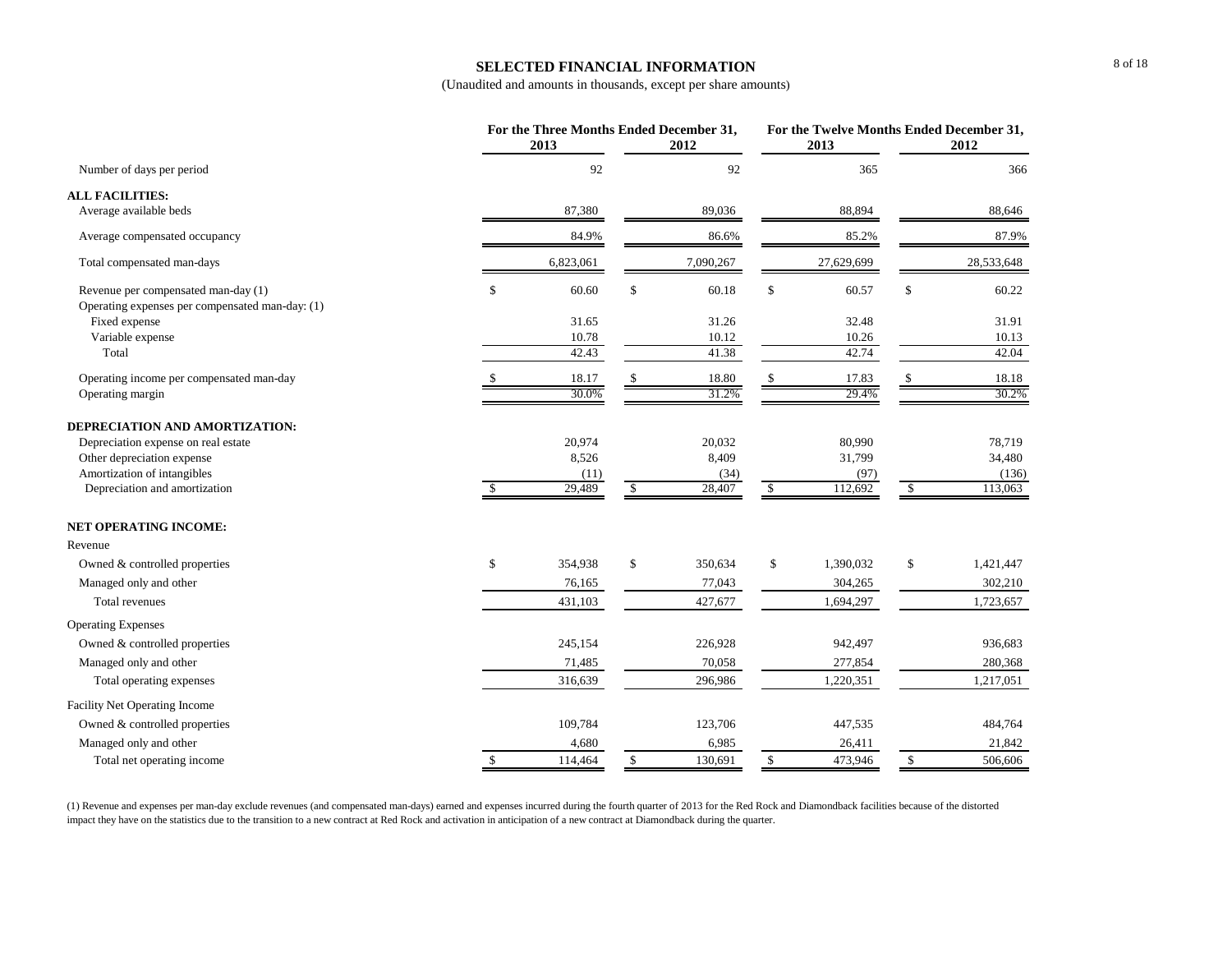# SELECTED FINANCIAL INFORMATION

(Unaudited and amounts in thousands, except per share amounts)

| | For the Three Months Ended December 31, | | For the Twelve Months Ended December 31, | |
|---|---|---|---|---|
| | 2013 | 2012 | 2013 | 2012 |
| Number of days per period | 92 | 92 | 365 | 366 |
| **ALL FACILITIES:** | | | | |
| Average available beds | 87,380 | 89,036 | 88,894 | 88,646 |
| Average compensated occupancy | 84.9% | 86.6% | 85.2% | 87.9% |
| Total compensated man-days | 6,823,061 | 7,090,267 | 27,629,699 | 28,533,648 |
| Revenue per compensated man-day (1) | $ 60.60 | $ 60.18 | $ 60.57 | $ 60.22 |
| Operating expenses per compensated man-day: (1) | | | | |
| Fixed expense | 31.65 | 31.26 | 32.48 | 31.91 |
| Variable expense | 10.78 | 10.12 | 10.26 | 10.13 |
| Total | 42.43 | 41.38 | 42.74 | 42.04 |
| Operating income per compensated man-day | $ 18.17 | $ 18.80 | $ 17.83 | $ 18.18 |
| Operating margin | 30.0% | 31.2% | 29.4% | 30.2% |
| **DEPRECIATION AND AMORTIZATION:** | | | | |
| Depreciation expense on real estate | 20,974 | 20,032 | 80,990 | 78,719 |
| Other depreciation expense | 8,526 | 8,409 | 31,799 | 34,480 |
| Amortization of intangibles | (11) | (34) | (97) | (136) |
| Depreciation and amortization | $ 29,489 | $ 28,407 | $ 112,692 | $ 113,063 |
| **NET OPERATING INCOME:** | | | | |
| Revenue | | | | |
| Owned & controlled properties | $ 354,938 | $ 350,634 | $ 1,390,032 | $ 1,421,447 |
| Managed only and other | 76,165 | 77,043 | 304,265 | 302,210 |
| Total revenues | 431,103 | 427,677 | 1,694,297 | 1,723,657 |
| Operating Expenses | | | | |
| Owned & controlled properties | 245,154 | 226,928 | 942,497 | 936,683 |
| Managed only and other | 71,485 | 70,058 | 277,854 | 280,368 |
| Total operating expenses | 316,639 | 296,986 | 1,220,351 | 1,217,051 |
| Facility Net Operating Income | | | | |
| Owned & controlled properties | 109,784 | 123,706 | 447,535 | 484,764 |
| Managed only and other | 4,680 | 6,985 | 26,411 | 21,842 |
| Total net operating income | $ 114,464 | $ 130,691 | $ 473,946 | $ 506,606 |

(1) Revenue and expenses per man-day exclude revenues (and compensated man-days) earned and expenses incurred during the fourth quarter of 2013 for the Red Rock and Diamondback facilities because of the distorted impact they have on the statistics due to the transition to a new contract at Red Rock and activation in anticipation of a new contract at Diamondback during the quarter.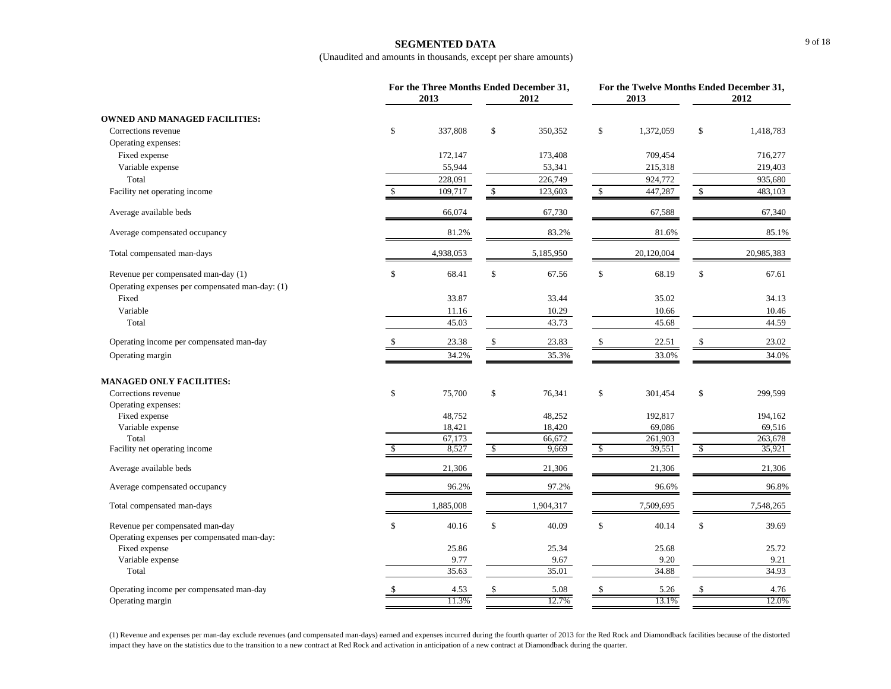## SEGMENTED DATA

(Unaudited and amounts in thousands, except per share amounts)

| | For the Three Months Ended December 31, 2013 | For the Three Months Ended December 31, 2012 | For the Twelve Months Ended December 31, 2013 | For the Twelve Months Ended December 31, 2012 |
|---|---|---|---|---|
| **OWNED AND MANAGED FACILITIES:** | | | | |
| Corrections revenue | $ 337,808 | $ 350,352 | $ 1,372,059 | $ 1,418,783 |
| Operating expenses: | | | | |
| Fixed expense | 172,147 | 173,408 | 709,454 | 716,277 |
| Variable expense | 55,944 | 53,341 | 215,318 | 219,403 |
| Total | 228,091 | 226,749 | 924,772 | 935,680 |
| Facility net operating income | $ 109,717 | $ 123,603 | $ 447,287 | $ 483,103 |
| Average available beds | 66,074 | 67,730 | 67,588 | 67,340 |
| Average compensated occupancy | 81.2% | 83.2% | 81.6% | 85.1% |
| Total compensated man-days | 4,938,053 | 5,185,950 | 20,120,004 | 20,985,383 |
| Revenue per compensated man-day (1) | $ 68.41 | $ 67.56 | $ 68.19 | $ 67.61 |
| Operating expenses per compensated man-day: (1) | | | | |
| Fixed | 33.87 | 33.44 | 35.02 | 34.13 |
| Variable | 11.16 | 10.29 | 10.66 | 10.46 |
| Total | 45.03 | 43.73 | 45.68 | 44.59 |
| Operating income per compensated man-day | $ 23.38 | $ 23.83 | $ 22.51 | $ 23.02 |
| Operating margin | 34.2% | 35.3% | 33.0% | 34.0% |
| **MANAGED ONLY FACILITIES:** | | | | |
| Corrections revenue | $ 75,700 | $ 76,341 | $ 301,454 | $ 299,599 |
| Operating expenses: | | | | |
| Fixed expense | 48,752 | 48,252 | 192,817 | 194,162 |
| Variable expense | 18,421 | 18,420 | 69,086 | 69,516 |
| Total | 67,173 | 66,672 | 261,903 | 263,678 |
| Facility net operating income | $ 8,527 | $ 9,669 | $ 39,551 | $ 35,921 |
| Average available beds | 21,306 | 21,306 | 21,306 | 21,306 |
| Average compensated occupancy | 96.2% | 97.2% | 96.6% | 96.8% |
| Total compensated man-days | 1,885,008 | 1,904,317 | 7,509,695 | 7,548,265 |
| Revenue per compensated man-day | $ 40.16 | $ 40.09 | $ 40.14 | $ 39.69 |
| Operating expenses per compensated man-day: | | | | |
| Fixed expense | 25.86 | 25.34 | 25.68 | 25.72 |
| Variable expense | 9.77 | 9.67 | 9.20 | 9.21 |
| Total | 35.63 | 35.01 | 34.88 | 34.93 |
| Operating income per compensated man-day | $ 4.53 | $ 5.08 | $ 5.26 | $ 4.76 |
| Operating margin | 11.3% | 12.7% | 13.1% | 12.0% |

(1) Revenue and expenses per man-day exclude revenues (and compensated man-days) earned and expenses incurred during the fourth quarter of 2013 for the Red Rock and Diamondback facilities because of the distorted impact they have on the statistics due to the transition to a new contract at Red Rock and activation in anticipation of a new contract at Diamondback during the quarter.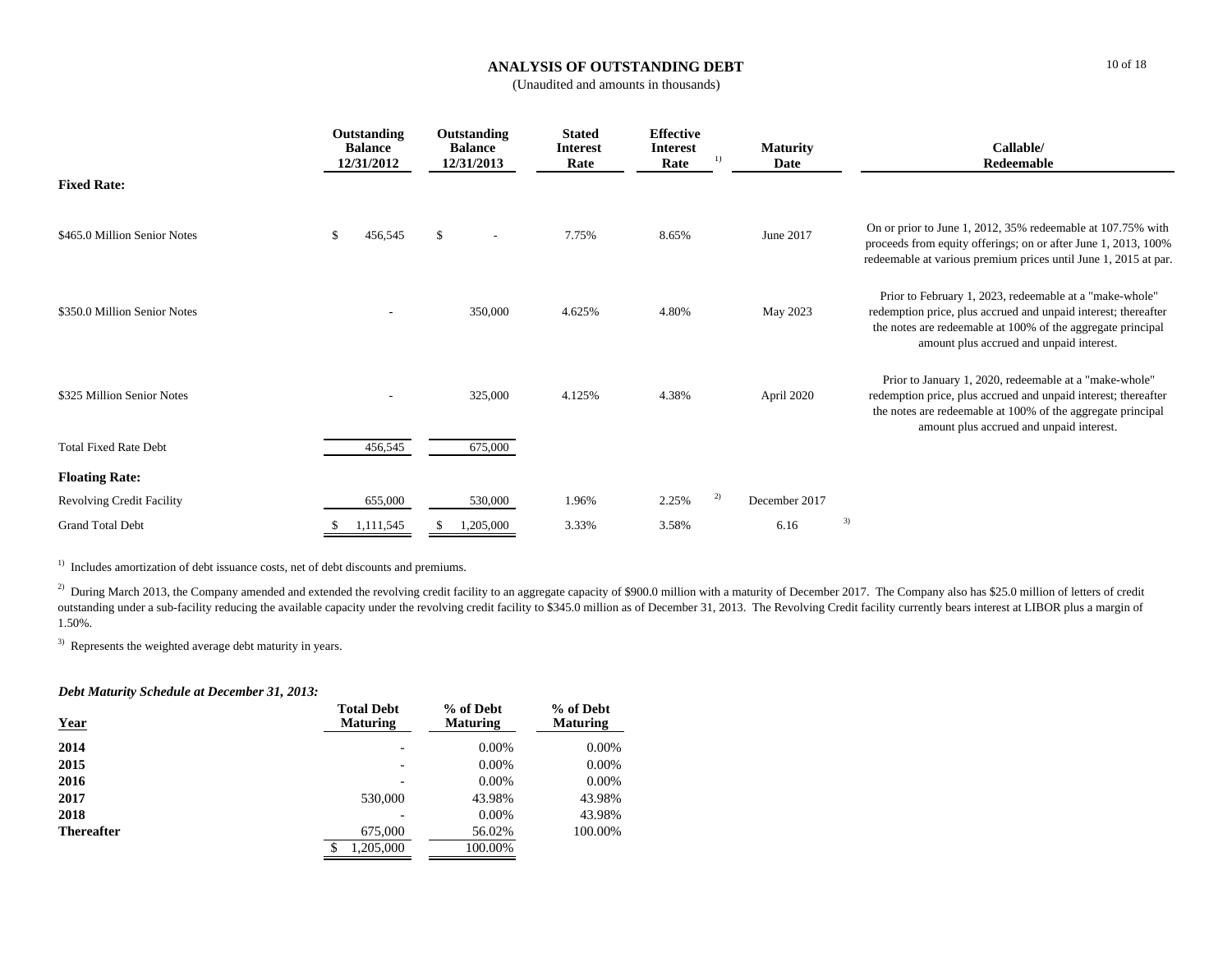# ANALYSIS OF OUTSTANDING DEBT

(Unaudited and amounts in thousands)

| | Outstanding Balance 12/31/2012 | Outstanding Balance 12/31/2013 | Stated Interest Rate | Effective Interest Rate [1] | Maturity Date | Callable/ Redeemable |
|---|---|---|---|---|---|---|
| **Fixed Rate:** | | | | | | |
| $465.0 Million Senior Notes | $ 456,545 | $ - | 7.75% | 8.65% | June 2017 | On or prior to June 1, 2012, 35% redeemable at 107.75% with proceeds from equity offerings; on or after June 1, 2013, 100% redeemable at various premium prices until June 1, 2015 at par. |
| $350.0 Million Senior Notes | - | 350,000 | 4.625% | 4.80% | May 2023 | Prior to February 1, 2023, redeemable at a "make-whole" redemption price, plus accrued and unpaid interest; thereafter the notes are redeemable at 100% of the aggregate principal amount plus accrued and unpaid interest. |
| $325 Million Senior Notes | - | 325,000 | 4.125% | 4.38% | April 2020 | Prior to January 1, 2020, redeemable at a "make-whole" redemption price, plus accrued and unpaid interest; thereafter the notes are redeemable at 100% of the aggregate principal amount plus accrued and unpaid interest. |
| Total Fixed Rate Debt | 456,545 | 675,000 | | | | |
| **Floating Rate:** | | | | | | |
| Revolving Credit Facility | 655,000 | 530,000 | 1.96% | 2.25% [2] | December 2017 | |
| Grand Total Debt | $ 1,111,545 | $ 1,205,000 | 3.33% | 3.58% | 6.16 [3] | |

[1] Includes amortization of debt issuance costs, net of debt discounts and premiums.

[2] During March 2013, the Company amended and extended the revolving credit facility to an aggregate capacity of $900.0 million with a maturity of December 2017. The Company also has $25.0 million of letters of credit outstanding under a sub-facility reducing the available capacity under the revolving credit facility to $345.0 million as of December 31, 2013. The Revolving Credit facility currently bears interest at LIBOR plus a margin of 1.50%.

[3] Represents the weighted average debt maturity in years.

***Debt Maturity Schedule at December 31, 2013:***

| Year | Total Debt Maturing | % of Debt Maturing | % of Debt Maturing |
|---|---|---|---|
| **2014** | - | 0.00% | 0.00% |
| **2015** | - | 0.00% | 0.00% |
| **2016** | - | 0.00% | 0.00% |
| **2017** | 530,000 | 43.98% | 43.98% |
| **2018** | - | 0.00% | 43.98% |
| **Thereafter** | 675,000 | 56.02% | 100.00% |
| | $ 1,205,000 | 100.00% | |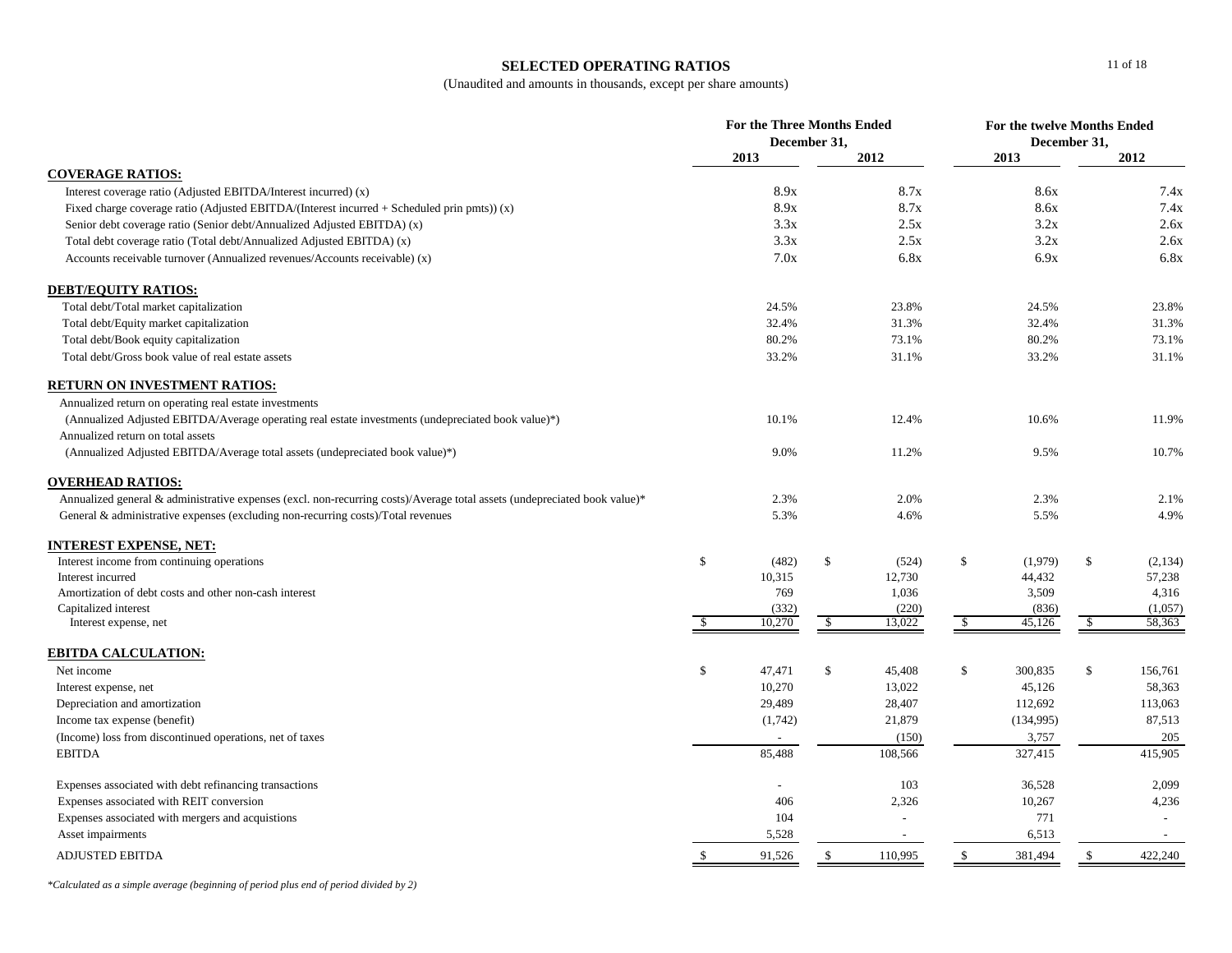## SELECTED OPERATING RATIOS

(Unaudited and amounts in thousands, except per share amounts)

| | For the Three Months Ended December 31, | | For the twelve Months Ended December 31, | |
|---|---|---|---|---|
| | 2013 | 2012 | 2013 | 2012 |
| **COVERAGE RATIOS:** | | | | |
| Interest coverage ratio (Adjusted EBITDA/Interest incurred) (x) | 8.9x | 8.7x | 8.6x | 7.4x |
| Fixed charge coverage ratio (Adjusted EBITDA/(Interest incurred + Scheduled prin pmts)) (x) | 8.9x | 8.7x | 8.6x | 7.4x |
| Senior debt coverage ratio (Senior debt/Annualized Adjusted EBITDA) (x) | 3.3x | 2.5x | 3.2x | 2.6x |
| Total debt coverage ratio (Total debt/Annualized Adjusted EBITDA) (x) | 3.3x | 2.5x | 3.2x | 2.6x |
| Accounts receivable turnover (Annualized revenues/Accounts receivable) (x) | 7.0x | 6.8x | 6.9x | 6.8x |
| **DEBT/EQUITY RATIOS:** | | | | |
| Total debt/Total market capitalization | 24.5% | 23.8% | 24.5% | 23.8% |
| Total debt/Equity market capitalization | 32.4% | 31.3% | 32.4% | 31.3% |
| Total debt/Book equity capitalization | 80.2% | 73.1% | 80.2% | 73.1% |
| Total debt/Gross book value of real estate assets | 33.2% | 31.1% | 33.2% | 31.1% |
| **RETURN ON INVESTMENT RATIOS:** | | | | |
| Annualized return on operating real estate investments | | | | |
| (Annualized Adjusted EBITDA/Average operating real estate investments (undepreciated book value)*) | 10.1% | 12.4% | 10.6% | 11.9% |
| Annualized return on total assets | | | | |
| (Annualized Adjusted EBITDA/Average total assets (undepreciated book value)*) | 9.0% | 11.2% | 9.5% | 10.7% |
| **OVERHEAD RATIOS:** | | | | |
| Annualized general & administrative expenses (excl. non-recurring costs)/Average total assets (undepreciated book value)* | 2.3% | 2.0% | 2.3% | 2.1% |
| General & administrative expenses (excluding non-recurring costs)/Total revenues | 5.3% | 4.6% | 5.5% | 4.9% |
| **INTEREST EXPENSE, NET:** | | | | |
| Interest income from continuing operations | $ (482) | $ (524) | $ (1,979) | $ (2,134) |
| Interest incurred | 10,315 | 12,730 | 44,432 | 57,238 |
| Amortization of debt costs and other non-cash interest | 769 | 1,036 | 3,509 | 4,316 |
| Capitalized interest | (332) | (220) | (836) | (1,057) |
| Interest expense, net | $ 10,270 | $ 13,022 | $ 45,126 | $ 58,363 |
| **EBITDA CALCULATION:** | | | | |
| Net income | $ 47,471 | $ 45,408 | $ 300,835 | $ 156,761 |
| Interest expense, net | 10,270 | 13,022 | 45,126 | 58,363 |
| Depreciation and amortization | 29,489 | 28,407 | 112,692 | 113,063 |
| Income tax expense (benefit) | (1,742) | 21,879 | (134,995) | 87,513 |
| (Income) loss from discontinued operations, net of taxes | - | (150) | 3,757 | 205 |
| EBITDA | 85,488 | 108,566 | 327,415 | 415,905 |
| Expenses associated with debt refinancing transactions | - | 103 | 36,528 | 2,099 |
| Expenses associated with REIT conversion | 406 | 2,326 | 10,267 | 4,236 |
| Expenses associated with mergers and acquistions | 104 | - | 771 | - |
| Asset impairments | 5,528 | - | 6,513 | - |
| ADJUSTED EBITDA | $ 91,526 | $ 110,995 | $ 381,494 | $ 422,240 |

*Calculated as a simple average (beginning of period plus end of period divided by 2)*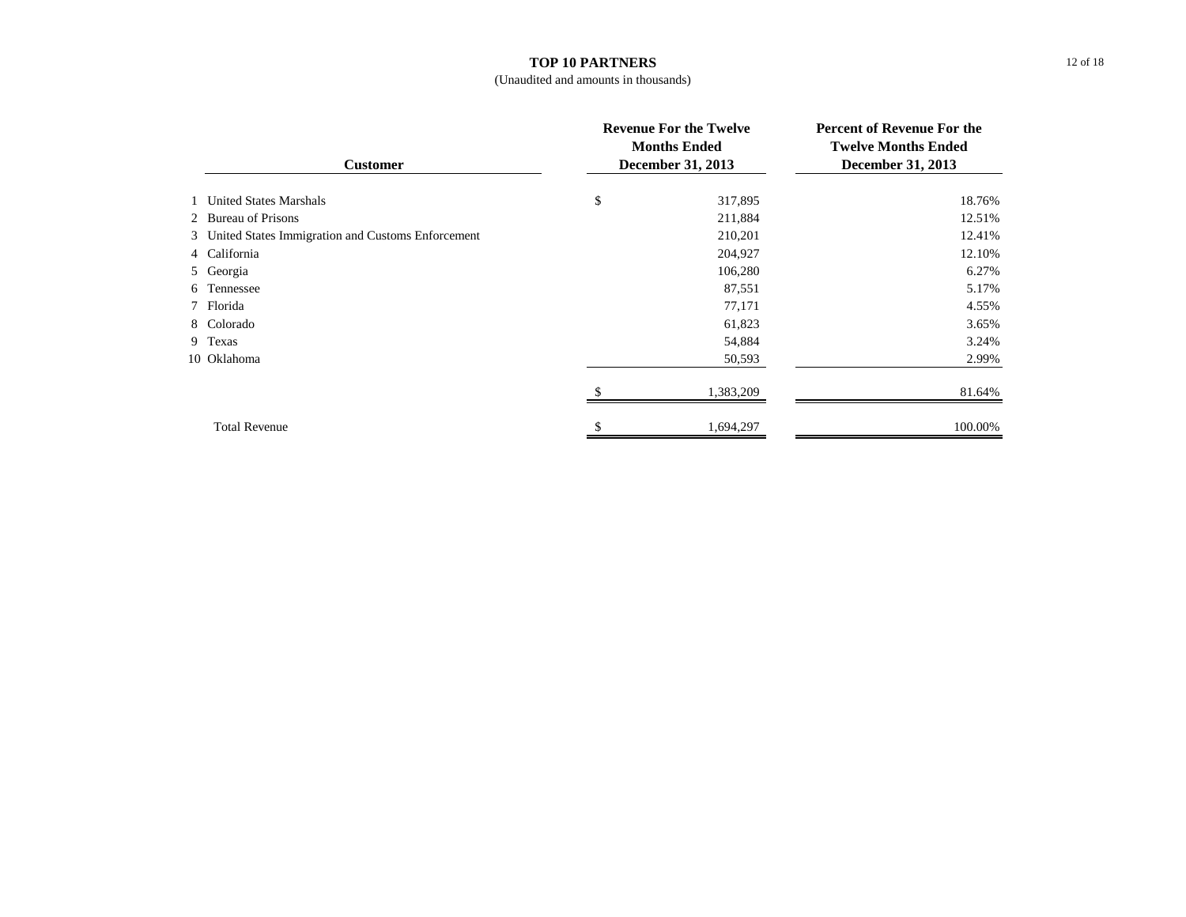# TOP 10 PARTNERS

(Unaudited and amounts in thousands)

| | Customer | Revenue For the Twelve Months Ended December 31, 2013 | Percent of Revenue For the Twelve Months Ended December 31, 2013 |
|---|---|---|---|
| 1 | United States Marshals | $ 317,895 | 18.76% |
| 2 | Bureau of Prisons | 211,884 | 12.51% |
| 3 | United States Immigration and Customs Enforcement | 210,201 | 12.41% |
| 4 | California | 204,927 | 12.10% |
| 5 | Georgia | 106,280 | 6.27% |
| 6 | Tennessee | 87,551 | 5.17% |
| 7 | Florida | 77,171 | 4.55% |
| 8 | Colorado | 61,823 | 3.65% |
| 9 | Texas | 54,884 | 3.24% |
| 10 | Oklahoma | 50,593 | 2.99% |
| | | $ 1,383,209 | 81.64% |
| | Total Revenue | $ 1,694,297 | 100.00% |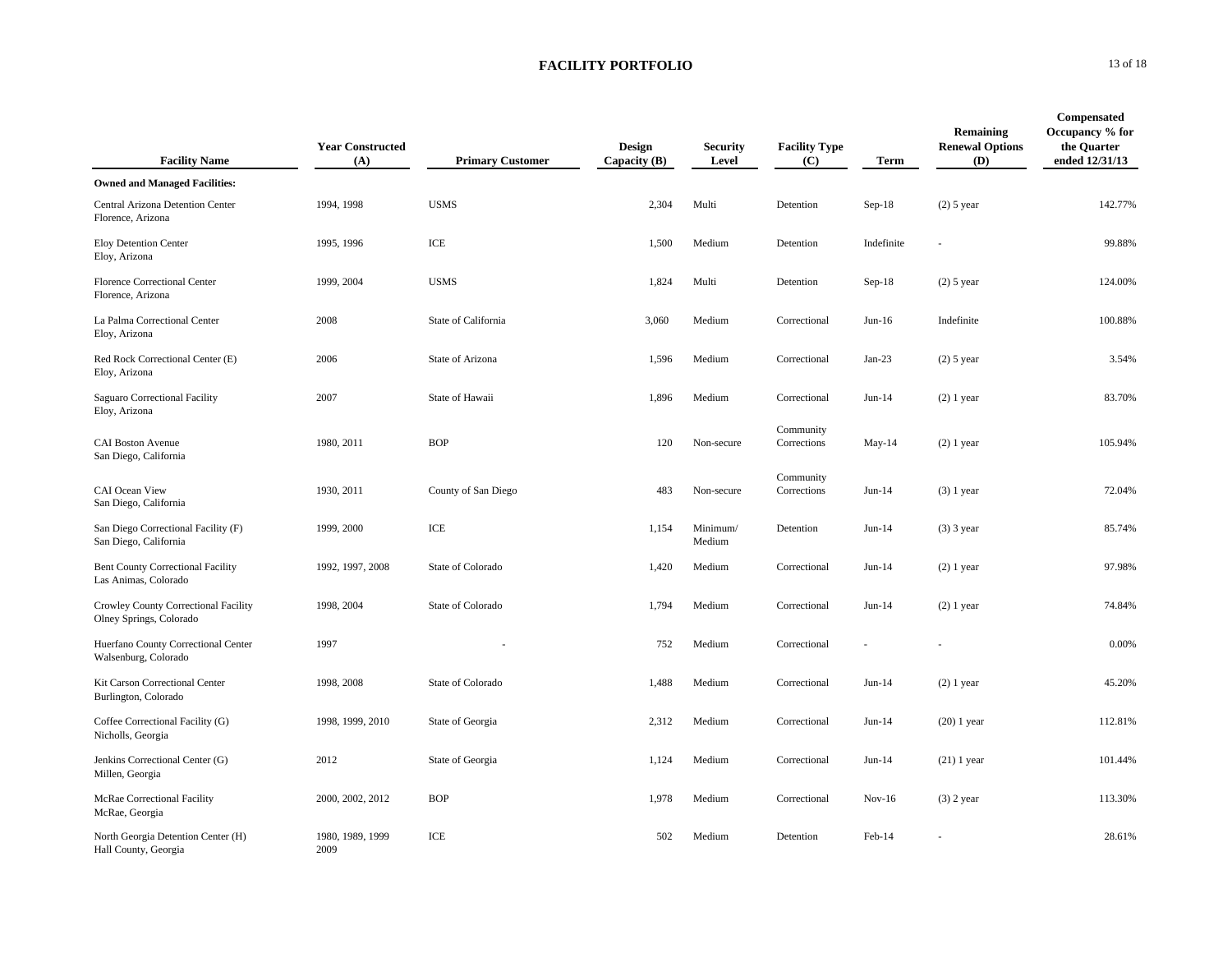# FACILITY PORTFOLIO

| Facility Name | Year Constructed (A) | Primary Customer | Design Capacity (B) | Security Level | Facility Type (C) | Term | Remaining Renewal Options (D) | Compensated Occupancy % for the Quarter ended 12/31/13 |
|---|---|---|---|---|---|---|---|---|
| **Owned and Managed Facilities:** | | | | | | | | |
| Central Arizona Detention Center<br>Florence, Arizona | 1994, 1998 | USMS | 2,304 | Multi | Detention | Sep-18 | (2) 5 year | 142.77% |
| Eloy Detention Center<br>Eloy, Arizona | 1995, 1996 | ICE | 1,500 | Medium | Detention | Indefinite | - | 99.88% |
| Florence Correctional Center<br>Florence, Arizona | 1999, 2004 | USMS | 1,824 | Multi | Detention | Sep-18 | (2) 5 year | 124.00% |
| La Palma Correctional Center<br>Eloy, Arizona | 2008 | State of California | 3,060 | Medium | Correctional | Jun-16 | Indefinite | 100.88% |
| Red Rock Correctional Center (E)<br>Eloy, Arizona | 2006 | State of Arizona | 1,596 | Medium | Correctional | Jan-23 | (2) 5 year | 3.54% |
| Saguaro Correctional Facility<br>Eloy, Arizona | 2007 | State of Hawaii | 1,896 | Medium | Correctional | Jun-14 | (2) 1 year | 83.70% |
| CAI Boston Avenue<br>San Diego, California | 1980, 2011 | BOP | 120 | Non-secure | Community Corrections | May-14 | (2) 1 year | 105.94% |
| CAI Ocean View<br>San Diego, California | 1930, 2011 | County of San Diego | 483 | Non-secure | Community Corrections | Jun-14 | (3) 1 year | 72.04% |
| San Diego Correctional Facility (F)<br>San Diego, California | 1999, 2000 | ICE | 1,154 | Minimum/ Medium | Detention | Jun-14 | (3) 3 year | 85.74% |
| Bent County Correctional Facility<br>Las Animas, Colorado | 1992, 1997, 2008 | State of Colorado | 1,420 | Medium | Correctional | Jun-14 | (2) 1 year | 97.98% |
| Crowley County Correctional Facility<br>Olney Springs, Colorado | 1998, 2004 | State of Colorado | 1,794 | Medium | Correctional | Jun-14 | (2) 1 year | 74.84% |
| Huerfano County Correctional Center<br>Walsenburg, Colorado | 1997 | - | 752 | Medium | Correctional | - | - | 0.00% |
| Kit Carson Correctional Center<br>Burlington, Colorado | 1998, 2008 | State of Colorado | 1,488 | Medium | Correctional | Jun-14 | (2) 1 year | 45.20% |
| Coffee Correctional Facility (G)<br>Nicholls, Georgia | 1998, 1999, 2010 | State of Georgia | 2,312 | Medium | Correctional | Jun-14 | (20) 1 year | 112.81% |
| Jenkins Correctional Center (G)<br>Millen, Georgia | 2012 | State of Georgia | 1,124 | Medium | Correctional | Jun-14 | (21) 1 year | 101.44% |
| McRae Correctional Facility<br>McRae, Georgia | 2000, 2002, 2012 | BOP | 1,978 | Medium | Correctional | Nov-16 | (3) 2 year | 113.30% |
| North Georgia Detention Center (H)<br>Hall County, Georgia | 1980, 1989, 1999 2009 | ICE | 502 | Medium | Detention | Feb-14 | - | 28.61% |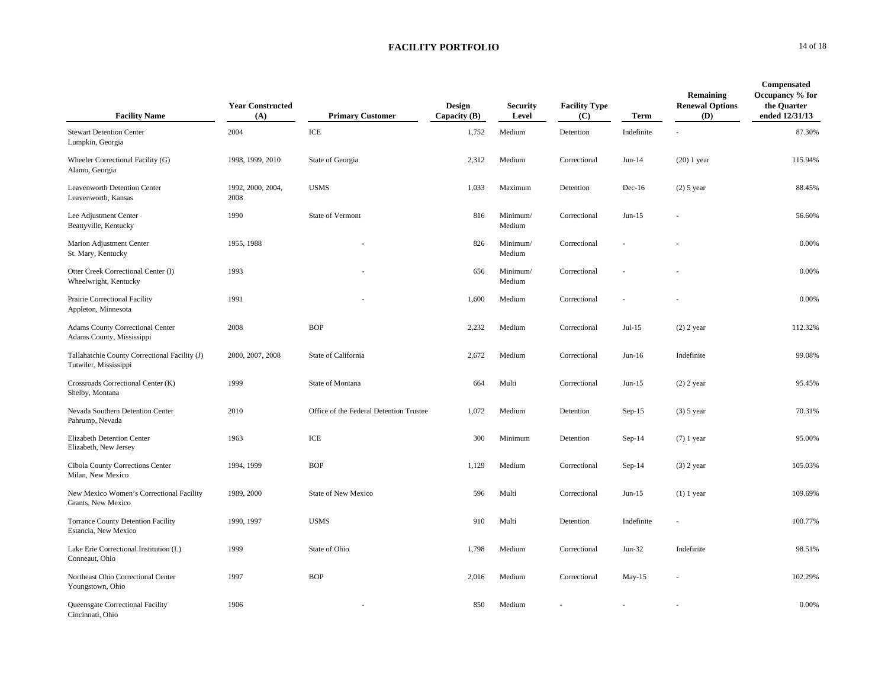## FACILITY PORTFOLIO

| Facility Name | Year Constructed (A) | Primary Customer | Design Capacity (B) | Security Level | Facility Type (C) | Term | Remaining Renewal Options (D) | Compensated Occupancy % for the Quarter ended 12/31/13 |
|---|---|---|---|---|---|---|---|---|
| Stewart Detention Center<br>Lumpkin, Georgia | 2004 | ICE | 1,752 | Medium | Detention | Indefinite | - | 87.30% |
| Wheeler Correctional Facility (G)<br>Alamo, Georgia | 1998, 1999, 2010 | State of Georgia | 2,312 | Medium | Correctional | Jun-14 | (20) 1 year | 115.94% |
| Leavenworth Detention Center<br>Leavenworth, Kansas | 1992, 2000, 2004, 2008 | USMS | 1,033 | Maximum | Detention | Dec-16 | (2) 5 year | 88.45% |
| Lee Adjustment Center<br>Beattyville, Kentucky | 1990 | State of Vermont | 816 | Minimum/ Medium | Correctional | Jun-15 | - | 56.60% |
| Marion Adjustment Center<br>St. Mary, Kentucky | 1955, 1988 | - | 826 | Minimum/ Medium | Correctional | - | - | 0.00% |
| Otter Creek Correctional Center (I)<br>Wheelwright, Kentucky | 1993 | - | 656 | Minimum/ Medium | Correctional | - | - | 0.00% |
| Prairie Correctional Facility<br>Appleton, Minnesota | 1991 | - | 1,600 | Medium | Correctional | - | - | 0.00% |
| Adams County Correctional Center<br>Adams County, Mississippi | 2008 | BOP | 2,232 | Medium | Correctional | Jul-15 | (2) 2 year | 112.32% |
| Tallahatchie County Correctional Facility (J)<br>Tutwiler, Mississippi | 2000, 2007, 2008 | State of California | 2,672 | Medium | Correctional | Jun-16 | Indefinite | 99.08% |
| Crossroads Correctional Center (K)<br>Shelby, Montana | 1999 | State of Montana | 664 | Multi | Correctional | Jun-15 | (2) 2 year | 95.45% |
| Nevada Southern Detention Center<br>Pahrump, Nevada | 2010 | Office of the Federal Detention Trustee | 1,072 | Medium | Detention | Sep-15 | (3) 5 year | 70.31% |
| Elizabeth Detention Center<br>Elizabeth, New Jersey | 1963 | ICE | 300 | Minimum | Detention | Sep-14 | (7) 1 year | 95.00% |
| Cibola County Corrections Center<br>Milan, New Mexico | 1994, 1999 | BOP | 1,129 | Medium | Correctional | Sep-14 | (3) 2 year | 105.03% |
| New Mexico Women's Correctional Facility<br>Grants, New Mexico | 1989, 2000 | State of New Mexico | 596 | Multi | Correctional | Jun-15 | (1) 1 year | 109.69% |
| Torrance County Detention Facility<br>Estancia, New Mexico | 1990, 1997 | USMS | 910 | Multi | Detention | Indefinite | - | 100.77% |
| Lake Erie Correctional Institution (L)<br>Conneaut, Ohio | 1999 | State of Ohio | 1,798 | Medium | Correctional | Jun-32 | Indefinite | 98.51% |
| Northeast Ohio Correctional Center<br>Youngstown, Ohio | 1997 | BOP | 2,016 | Medium | Correctional | May-15 | - | 102.29% |
| Queensgate Correctional Facility<br>Cincinnati, Ohio | 1906 | - | 850 | Medium | - | - | - | 0.00% |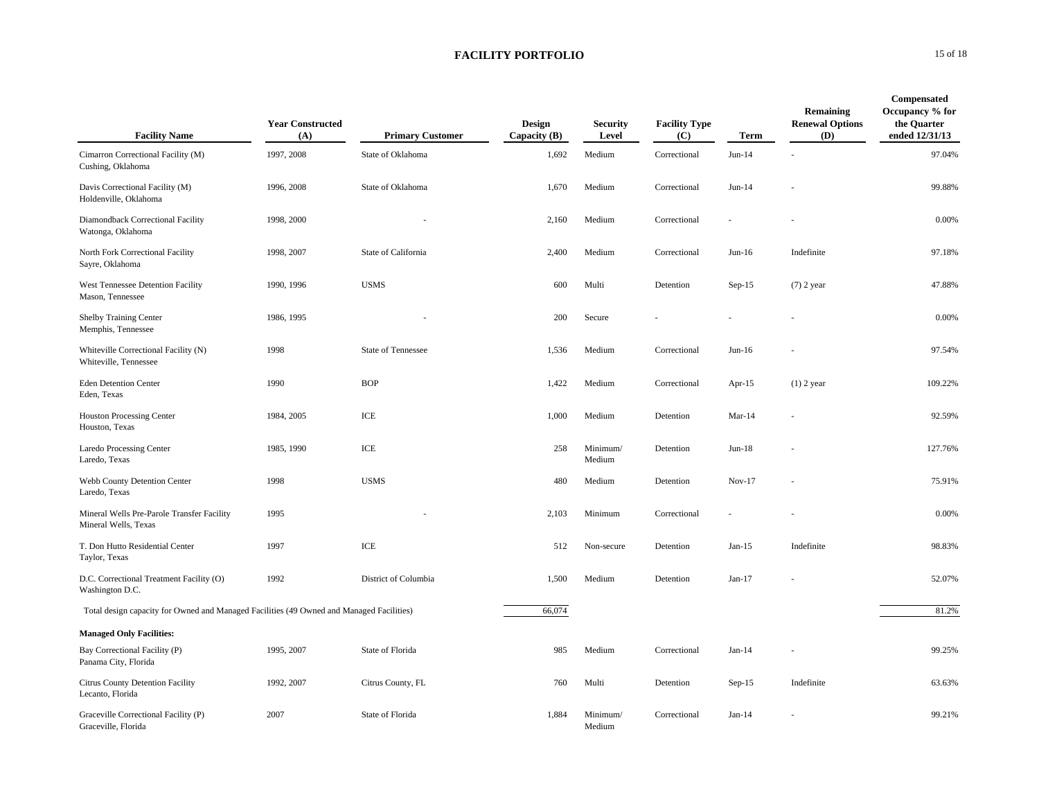# FACILITY PORTFOLIO

| Facility Name | Year Constructed (A) | Primary Customer | Design Capacity (B) | Security Level | Facility Type (C) | Term | Remaining Renewal Options (D) | Compensated Occupancy % for the Quarter ended 12/31/13 |
|---|---|---|---|---|---|---|---|---|
| Cimarron Correctional Facility (M) Cushing, Oklahoma | 1997, 2008 | State of Oklahoma | 1,692 | Medium | Correctional | Jun-14 | - | 97.04% |
| Davis Correctional Facility (M) Holdenville, Oklahoma | 1996, 2008 | State of Oklahoma | 1,670 | Medium | Correctional | Jun-14 | - | 99.88% |
| Diamondback Correctional Facility Watonga, Oklahoma | 1998, 2000 | - | 2,160 | Medium | Correctional | - | - | 0.00% |
| North Fork Correctional Facility Sayre, Oklahoma | 1998, 2007 | State of California | 2,400 | Medium | Correctional | Jun-16 | Indefinite | 97.18% |
| West Tennessee Detention Facility Mason, Tennessee | 1990, 1996 | USMS | 600 | Multi | Detention | Sep-15 | (7) 2 year | 47.88% |
| Shelby Training Center Memphis, Tennessee | 1986, 1995 | - | 200 | Secure | - | - | - | 0.00% |
| Whiteville Correctional Facility (N) Whiteville, Tennessee | 1998 | State of Tennessee | 1,536 | Medium | Correctional | Jun-16 | - | 97.54% |
| Eden Detention Center Eden, Texas | 1990 | BOP | 1,422 | Medium | Correctional | Apr-15 | (1) 2 year | 109.22% |
| Houston Processing Center Houston, Texas | 1984, 2005 | ICE | 1,000 | Medium | Detention | Mar-14 | - | 92.59% |
| Laredo Processing Center Laredo, Texas | 1985, 1990 | ICE | 258 | Minimum/ Medium | Detention | Jun-18 | - | 127.76% |
| Webb County Detention Center Laredo, Texas | 1998 | USMS | 480 | Medium | Detention | Nov-17 | - | 75.91% |
| Mineral Wells Pre-Parole Transfer Facility Mineral Wells, Texas | 1995 | - | 2,103 | Minimum | Correctional | - | - | 0.00% |
| T. Don Hutto Residential Center Taylor, Texas | 1997 | ICE | 512 | Non-secure | Detention | Jan-15 | Indefinite | 98.83% |
| D.C. Correctional Treatment Facility (O) Washington D.C. | 1992 | District of Columbia | 1,500 | Medium | Detention | Jan-17 | - | 52.07% |
| Total design capacity for Owned and Managed Facilities (49 Owned and Managed Facilities) | | | 66,074 | | | | | 81.2% |
| **Managed Only Facilities:** | | | | | | | | |
| Bay Correctional Facility (P) Panama City, Florida | 1995, 2007 | State of Florida | 985 | Medium | Correctional | Jan-14 | - | 99.25% |
| Citrus County Detention Facility Lecanto, Florida | 1992, 2007 | Citrus County, FL | 760 | Multi | Detention | Sep-15 | Indefinite | 63.63% |
| Graceville Correctional Facility (P) Graceville, Florida | 2007 | State of Florida | 1,884 | Minimum/ Medium | Correctional | Jan-14 | - | 99.21% |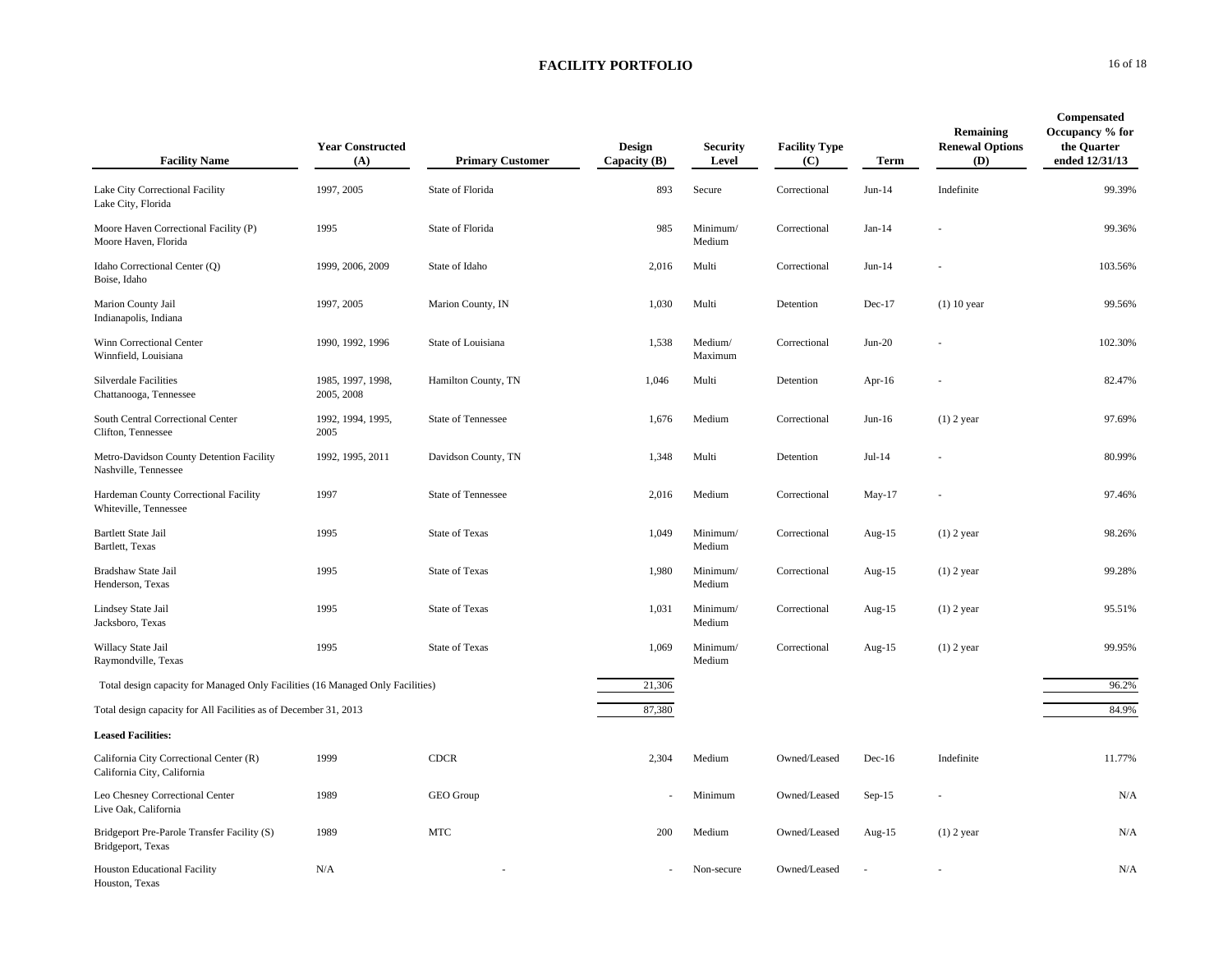# FACILITY PORTFOLIO

| Facility Name | Year Constructed (A) | Primary Customer | Design Capacity (B) | Security Level | Facility Type (C) | Term | Remaining Renewal Options (D) | Compensated Occupancy % for the Quarter ended 12/31/13 |
|---|---|---|---|---|---|---|---|---|
| Lake City Correctional Facility<br>Lake City, Florida | 1997, 2005 | State of Florida | 893 | Secure | Correctional | Jun-14 | Indefinite | 99.39% |
| Moore Haven Correctional Facility (P)<br>Moore Haven, Florida | 1995 | State of Florida | 985 | Minimum/ Medium | Correctional | Jan-14 | - | 99.36% |
| Idaho Correctional Center (Q)<br>Boise, Idaho | 1999, 2006, 2009 | State of Idaho | 2,016 | Multi | Correctional | Jun-14 | - | 103.56% |
| Marion County Jail<br>Indianapolis, Indiana | 1997, 2005 | Marion County, IN | 1,030 | Multi | Detention | Dec-17 | (1) 10 year | 99.56% |
| Winn Correctional Center<br>Winnfield, Louisiana | 1990, 1992, 1996 | State of Louisiana | 1,538 | Medium/ Maximum | Correctional | Jun-20 | - | 102.30% |
| Silverdale Facilities<br>Chattanooga, Tennessee | 1985, 1997, 1998, 2005, 2008 | Hamilton County, TN | 1,046 | Multi | Detention | Apr-16 | - | 82.47% |
| South Central Correctional Center<br>Clifton, Tennessee | 1992, 1994, 1995, 2005 | State of Tennessee | 1,676 | Medium | Correctional | Jun-16 | (1) 2 year | 97.69% |
| Metro-Davidson County Detention Facility<br>Nashville, Tennessee | 1992, 1995, 2011 | Davidson County, TN | 1,348 | Multi | Detention | Jul-14 | - | 80.99% |
| Hardeman County Correctional Facility<br>Whiteville, Tennessee | 1997 | State of Tennessee | 2,016 | Medium | Correctional | May-17 | - | 97.46% |
| Bartlett State Jail<br>Bartlett, Texas | 1995 | State of Texas | 1,049 | Minimum/ Medium | Correctional | Aug-15 | (1) 2 year | 98.26% |
| Bradshaw State Jail<br>Henderson, Texas | 1995 | State of Texas | 1,980 | Minimum/ Medium | Correctional | Aug-15 | (1) 2 year | 99.28% |
| Lindsey State Jail<br>Jacksboro, Texas | 1995 | State of Texas | 1,031 | Minimum/ Medium | Correctional | Aug-15 | (1) 2 year | 95.51% |
| Willacy State Jail<br>Raymondville, Texas | 1995 | State of Texas | 1,069 | Minimum/ Medium | Correctional | Aug-15 | (1) 2 year | 99.95% |
| Total design capacity for Managed Only Facilities (16 Managed Only Facilities) | | | 21,306 | | | | | 96.2% |
| Total design capacity for All Facilities as of December 31, 2013 | | | 87,380 | | | | | 84.9% |
| **Leased Facilities:** | | | | | | | | |
| California City Correctional Center (R)<br>California City, California | 1999 | CDCR | 2,304 | Medium | Owned/Leased | Dec-16 | Indefinite | 11.77% |
| Leo Chesney Correctional Center<br>Live Oak, California | 1989 | GEO Group | - | Minimum | Owned/Leased | Sep-15 | - | N/A |
| Bridgeport Pre-Parole Transfer Facility (S)<br>Bridgeport, Texas | 1989 | MTC | 200 | Medium | Owned/Leased | Aug-15 | (1) 2 year | N/A |
| Houston Educational Facility<br>Houston, Texas | N/A | - | - | Non-secure | Owned/Leased | - | - | N/A |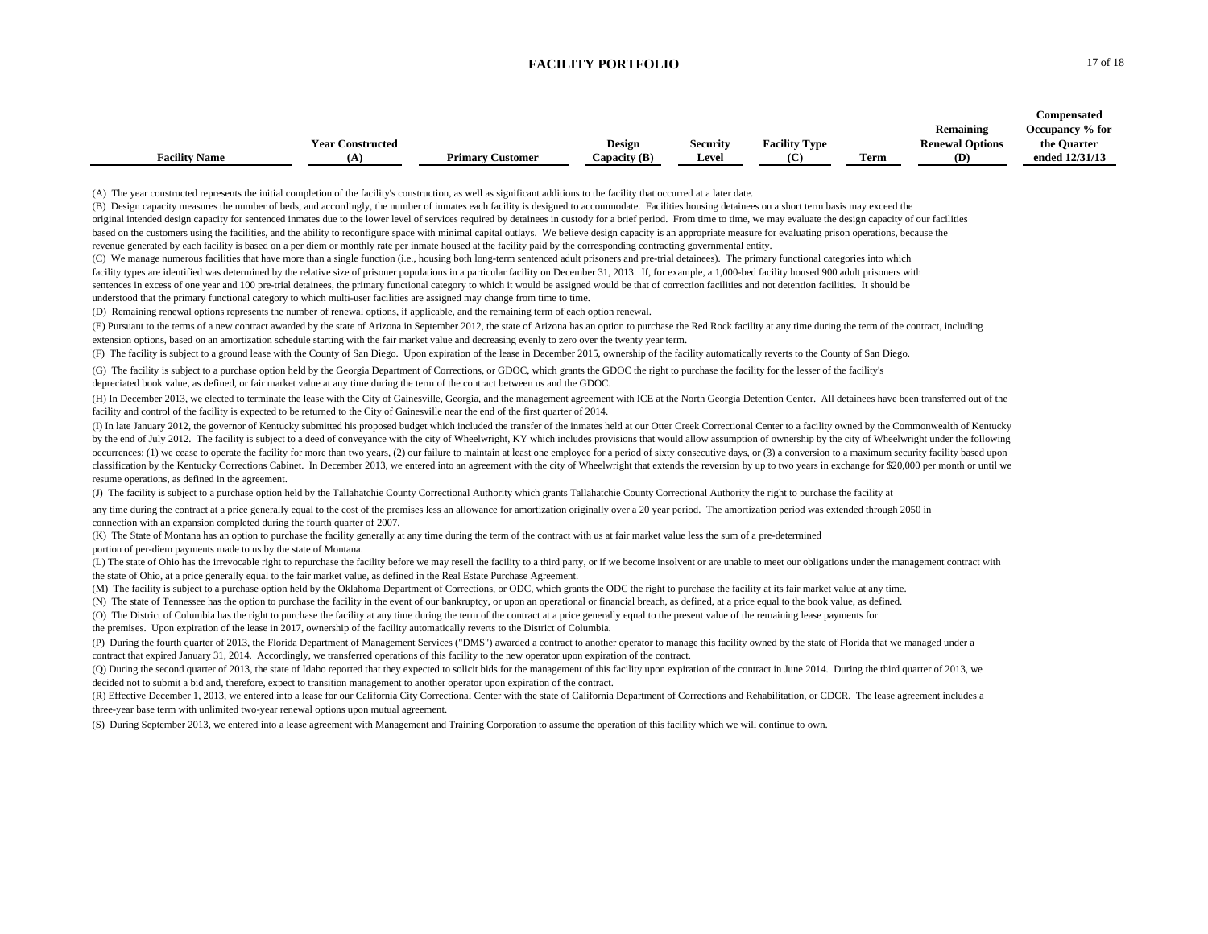# FACILITY PORTFOLIO

| Facility Name | Year Constructed (A) | Primary Customer | Design Capacity (B) | Security Level | Facility Type (C) | Term | Remaining Renewal Options (D) | Compensated Occupancy % for the Quarter ended 12/31/13 |
|---|---|---|---|---|---|---|---|---|

(A) The year constructed represents the initial completion of the facility's construction, as well as significant additions to the facility that occurred at a later date.

(B) Design capacity measures the number of beds, and accordingly, the number of inmates each facility is designed to accommodate. Facilities housing detainees on a short term basis may exceed the original intended design capacity for sentenced inmates due to the lower level of services required by detainees in custody for a brief period. From time to time, we may evaluate the design capacity of our facilities based on the customers using the facilities, and the ability to reconfigure space with minimal capital outlays. We believe design capacity is an appropriate measure for evaluating prison operations, because the revenue generated by each facility is based on a per diem or monthly rate per inmate housed at the facility paid by the corresponding contracting governmental entity.

(C) We manage numerous facilities that have more than a single function (i.e., housing both long-term sentenced adult prisoners and pre-trial detainees). The primary functional categories into which facility types are identified was determined by the relative size of prisoner populations in a particular facility on December 31, 2013. If, for example, a 1,000-bed facility housed 900 adult prisoners with sentences in excess of one year and 100 pre-trial detainees, the primary functional category to which it would be assigned would be that of correction facilities and not detention facilities. It should be understood that the primary functional category to which multi-user facilities are assigned may change from time to time.

(D) Remaining renewal options represents the number of renewal options, if applicable, and the remaining term of each option renewal.

(E) Pursuant to the terms of a new contract awarded by the state of Arizona in September 2012, the state of Arizona has an option to purchase the Red Rock facility at any time during the term of the contract, including extension options, based on an amortization schedule starting with the fair market value and decreasing evenly to zero over the twenty year term.

(F) The facility is subject to a ground lease with the County of San Diego. Upon expiration of the lease in December 2015, ownership of the facility automatically reverts to the County of San Diego.

(G) The facility is subject to a purchase option held by the Georgia Department of Corrections, or GDOC, which grants the GDOC the right to purchase the facility for the lesser of the facility's depreciated book value, as defined, or fair market value at any time during the term of the contract between us and the GDOC.

(H) In December 2013, we elected to terminate the lease with the City of Gainesville, Georgia, and the management agreement with ICE at the North Georgia Detention Center. All detainees have been transferred out of the facility and control of the facility is expected to be returned to the City of Gainesville near the end of the first quarter of 2014.

(I) In late January 2012, the governor of Kentucky submitted his proposed budget which included the transfer of the inmates held at our Otter Creek Correctional Center to a facility owned by the Commonwealth of Kentucky by the end of July 2012. The facility is subject to a deed of conveyance with the city of Wheelwright, KY which includes provisions that would allow assumption of ownership by the city of Wheelwright under the following occurrences: (1) we cease to operate the facility for more than two years, (2) our failure to maintain at least one employee for a period of sixty consecutive days, or (3) a conversion to a maximum security facility based upon classification by the Kentucky Corrections Cabinet. In December 2013, we entered into an agreement with the city of Wheelwright that extends the reversion by up to two years in exchange for $20,000 per month or until we resume operations, as defined in the agreement.

(J) The facility is subject to a purchase option held by the Tallahatchie County Correctional Authority which grants Tallahatchie County Correctional Authority the right to purchase the facility at any time during the contract at a price generally equal to the cost of the premises less an allowance for amortization originally over a 20 year period. The amortization period was extended through 2050 in connection with an expansion completed during the fourth quarter of 2007.

(K) The State of Montana has an option to purchase the facility generally at any time during the term of the contract with us at fair market value less the sum of a pre-determined portion of per-diem payments made to us by the state of Montana.

(L) The state of Ohio has the irrevocable right to repurchase the facility before we may resell the facility to a third party, or if we become insolvent or are unable to meet our obligations under the management contract with the state of Ohio, at a price generally equal to the fair market value, as defined in the Real Estate Purchase Agreement.

(M) The facility is subject to a purchase option held by the Oklahoma Department of Corrections, or ODC, which grants the ODC the right to purchase the facility at its fair market value at any time.

(N) The state of Tennessee has the option to purchase the facility in the event of our bankruptcy, or upon an operational or financial breach, as defined, at a price equal to the book value, as defined.

(O) The District of Columbia has the right to purchase the facility at any time during the term of the contract at a price generally equal to the present value of the remaining lease payments for the premises. Upon expiration of the lease in 2017, ownership of the facility automatically reverts to the District of Columbia.

(P) During the fourth quarter of 2013, the Florida Department of Management Services ("DMS") awarded a contract to another operator to manage this facility owned by the state of Florida that we managed under a contract that expired January 31, 2014. Accordingly, we transferred operations of this facility to the new operator upon expiration of the contract.

(Q) During the second quarter of 2013, the state of Idaho reported that they expected to solicit bids for the management of this facility upon expiration of the contract in June 2014. During the third quarter of 2013, we decided not to submit a bid and, therefore, expect to transition management to another operator upon expiration of the contract.

(R) Effective December 1, 2013, we entered into a lease for our California City Correctional Center with the state of California Department of Corrections and Rehabilitation, or CDCR. The lease agreement includes a three-year base term with unlimited two-year renewal options upon mutual agreement.

(S) During September 2013, we entered into a lease agreement with Management and Training Corporation to assume the operation of this facility which we will continue to own.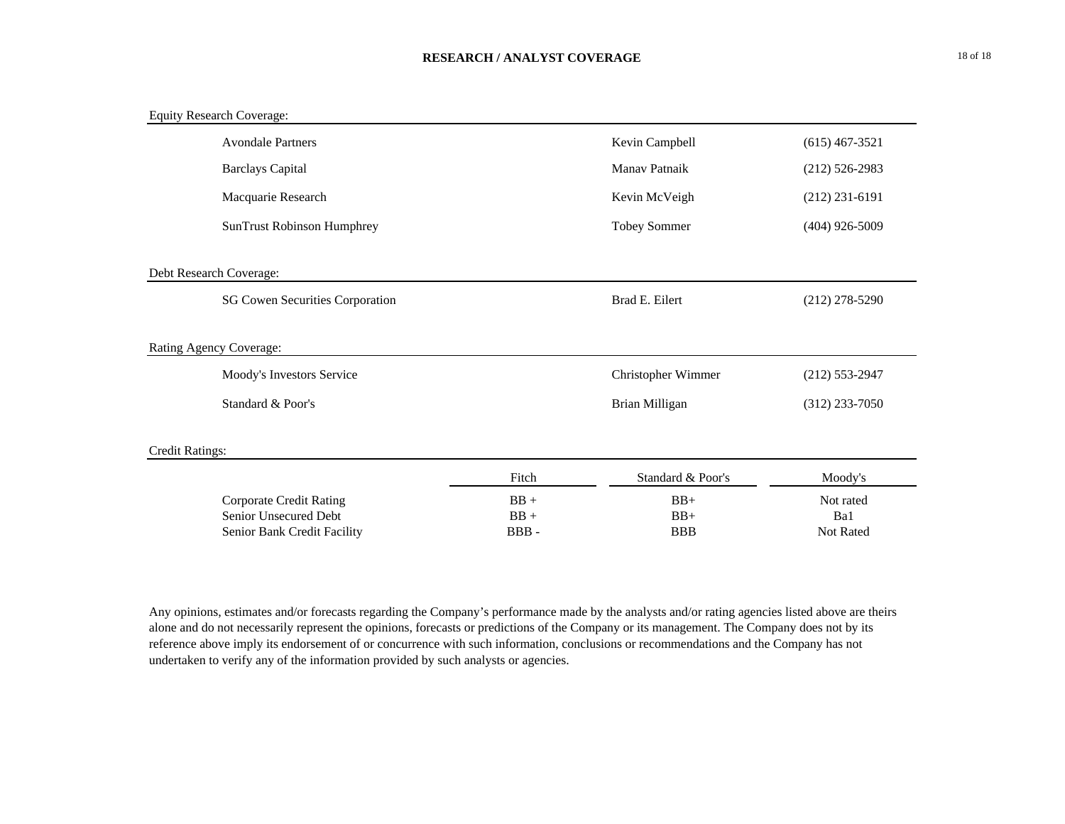## RESEARCH / ANALYST COVERAGE

Equity Research Coverage:

| | | |
|---|---|---|
| Avondale Partners | Kevin Campbell | (615) 467-3521 |
| Barclays Capital | Manav Patnaik | (212) 526-2983 |
| Macquarie Research | Kevin McVeigh | (212) 231-6191 |
| SunTrust Robinson Humphrey | Tobey Sommer | (404) 926-5009 |

Debt Research Coverage:

| | | |
|---|---|---|
| SG Cowen Securities Corporation | Brad E. Eilert | (212) 278-5290 |

Rating Agency Coverage:

| | | |
|---|---|---|
| Moody's Investors Service | Christopher Wimmer | (212) 553-2947 |
| Standard & Poor's | Brian Milligan | (312) 233-7050 |

Credit Ratings:

| | Fitch | Standard & Poor's | Moody's |
|---|---|---|---|
| Corporate Credit Rating | BB + | BB+ | Not rated |
| Senior Unsecured Debt | BB + | BB+ | Ba1 |
| Senior Bank Credit Facility | BBB - | BBB | Not Rated |

Any opinions, estimates and/or forecasts regarding the Company's performance made by the analysts and/or rating agencies listed above are theirs alone and do not necessarily represent the opinions, forecasts or predictions of the Company or its management. The Company does not by its reference above imply its endorsement of or concurrence with such information, conclusions or recommendations and the Company has not undertaken to verify any of the information provided by such analysts or agencies.